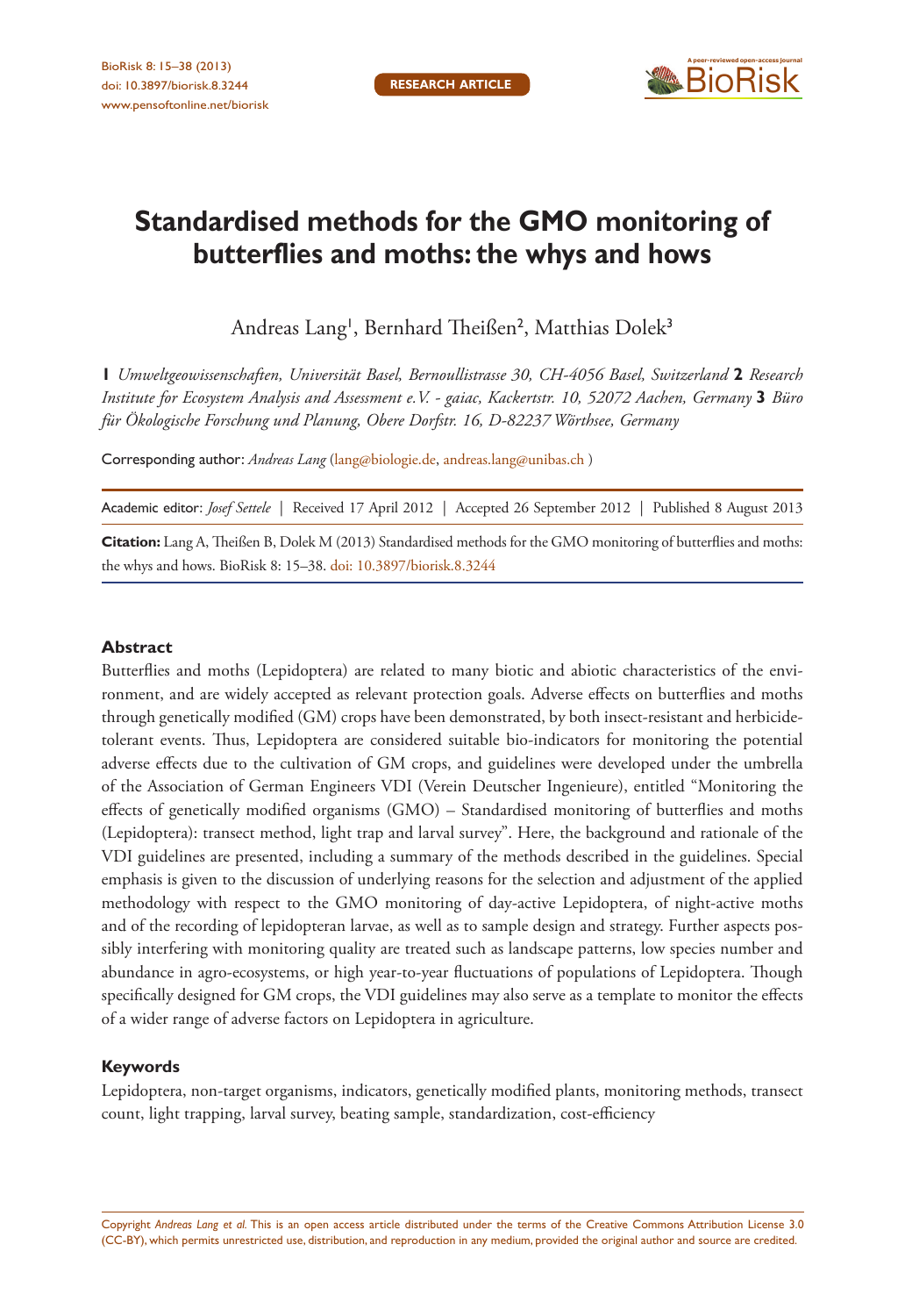# Standardised methods for the GMO monitoring of butterflies and moths: the whys and hows

Andreas Lang[1], Bernhard Theißen[2], Matthias Dolek[3]

**1** *Umweltgeowissenschaften, Universität Basel, Bernoullistrasse 30, CH-4056 Basel, Switzerland* **2** *Research Institute for Ecosystem Analysis and Assessment e.V. - gaiac, Kackertstr. 10, 52072 Aachen, Germany* **3** *Büro für Ökologische Forschung und Planung, Obere Dorfstr. 16, D-82237 Wörthsee, Germany*

Corresponding author: *Andreas Lang* (lang@biologie.de, andreas.lang@unibas.ch )

Academic editor: *Josef Settele* | Received 17 April 2012 | Accepted 26 September 2012 | Published 8 August 2013

**Citation:** Lang A, Theißen B, Dolek M (2013) Standardised methods for the GMO monitoring of butterflies and moths: the whys and hows. BioRisk 8: 15–38. doi: 10.3897/biorisk.8.3244

## Abstract

Butterflies and moths (Lepidoptera) are related to many biotic and abiotic characteristics of the environment, and are widely accepted as relevant protection goals. Adverse effects on butterflies and moths through genetically modified (GM) crops have been demonstrated, by both insect-resistant and herbicide-tolerant events. Thus, Lepidoptera are considered suitable bio-indicators for monitoring the potential adverse effects due to the cultivation of GM crops, and guidelines were developed under the umbrella of the Association of German Engineers VDI (Verein Deutscher Ingenieure), entitled "Monitoring the effects of genetically modified organisms (GMO) – Standardised monitoring of butterflies and moths (Lepidoptera): transect method, light trap and larval survey". Here, the background and rationale of the VDI guidelines are presented, including a summary of the methods described in the guidelines. Special emphasis is given to the discussion of underlying reasons for the selection and adjustment of the applied methodology with respect to the GMO monitoring of day-active Lepidoptera, of night-active moths and of the recording of lepidopteran larvae, as well as to sample design and strategy. Further aspects possibly interfering with monitoring quality are treated such as landscape patterns, low species number and abundance in agro-ecosystems, or high year-to-year fluctuations of populations of Lepidoptera. Though specifically designed for GM crops, the VDI guidelines may also serve as a template to monitor the effects of a wider range of adverse factors on Lepidoptera in agriculture.

### Keywords

Lepidoptera, non-target organisms, indicators, genetically modified plants, monitoring methods, transect count, light trapping, larval survey, beating sample, standardization, cost-efficiency

Copyright *Andreas Lang et al.* This is an open access article distributed under the terms of the Creative Commons Attribution License 3.0 (CC-BY), which permits unrestricted use, distribution, and reproduction in any medium, provided the original author and source are credited.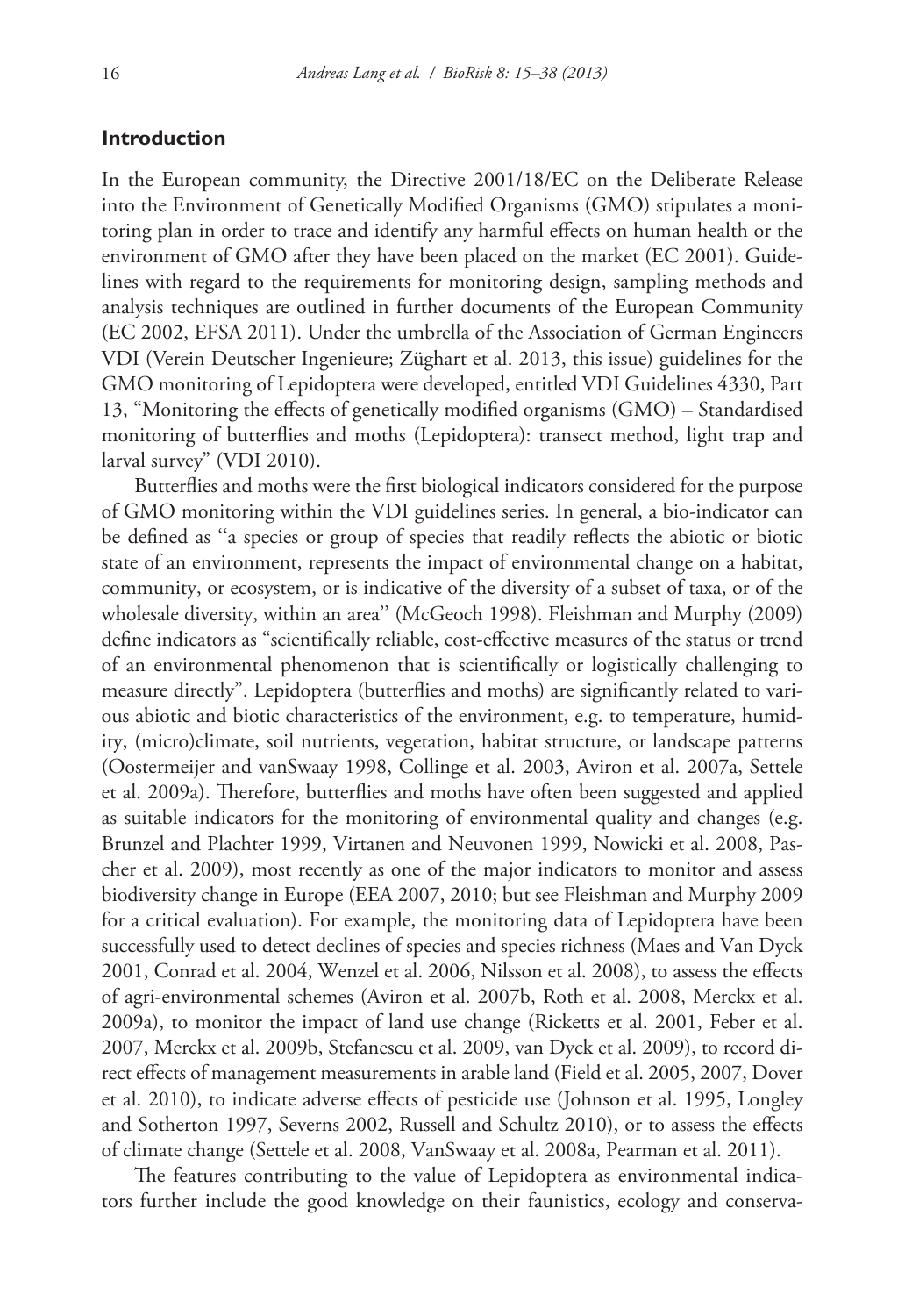## Introduction

In the European community, the Directive 2001/18/EC on the Deliberate Release into the Environment of Genetically Modified Organisms (GMO) stipulates a monitoring plan in order to trace and identify any harmful effects on human health or the environment of GMO after they have been placed on the market (EC 2001). Guidelines with regard to the requirements for monitoring design, sampling methods and analysis techniques are outlined in further documents of the European Community (EC 2002, EFSA 2011). Under the umbrella of the Association of German Engineers VDI (Verein Deutscher Ingenieure; Züghart et al. 2013, this issue) guidelines for the GMO monitoring of Lepidoptera were developed, entitled VDI Guidelines 4330, Part 13, "Monitoring the effects of genetically modified organisms (GMO) – Standardised monitoring of butterflies and moths (Lepidoptera): transect method, light trap and larval survey" (VDI 2010).

Butterflies and moths were the first biological indicators considered for the purpose of GMO monitoring within the VDI guidelines series. In general, a bio-indicator can be defined as "a species or group of species that readily reflects the abiotic or biotic state of an environment, represents the impact of environmental change on a habitat, community, or ecosystem, or is indicative of the diversity of a subset of taxa, or of the wholesale diversity, within an area" (McGeoch 1998). Fleishman and Murphy (2009) define indicators as "scientifically reliable, cost-effective measures of the status or trend of an environmental phenomenon that is scientifically or logistically challenging to measure directly". Lepidoptera (butterflies and moths) are significantly related to various abiotic and biotic characteristics of the environment, e.g. to temperature, humidity, (micro)climate, soil nutrients, vegetation, habitat structure, or landscape patterns (Oostermeijer and vanSwaay 1998, Collinge et al. 2003, Aviron et al. 2007a, Settele et al. 2009a). Therefore, butterflies and moths have often been suggested and applied as suitable indicators for the monitoring of environmental quality and changes (e.g. Brunzel and Plachter 1999, Virtanen and Neuvonen 1999, Nowicki et al. 2008, Pascher et al. 2009), most recently as one of the major indicators to monitor and assess biodiversity change in Europe (EEA 2007, 2010; but see Fleishman and Murphy 2009 for a critical evaluation). For example, the monitoring data of Lepidoptera have been successfully used to detect declines of species and species richness (Maes and Van Dyck 2001, Conrad et al. 2004, Wenzel et al. 2006, Nilsson et al. 2008), to assess the effects of agri-environmental schemes (Aviron et al. 2007b, Roth et al. 2008, Merckx et al. 2009a), to monitor the impact of land use change (Ricketts et al. 2001, Feber et al. 2007, Merckx et al. 2009b, Stefanescu et al. 2009, van Dyck et al. 2009), to record direct effects of management measurements in arable land (Field et al. 2005, 2007, Dover et al. 2010), to indicate adverse effects of pesticide use (Johnson et al. 1995, Longley and Sotherton 1997, Severns 2002, Russell and Schultz 2010), or to assess the effects of climate change (Settele et al. 2008, VanSwaay et al. 2008a, Pearman et al. 2011).

The features contributing to the value of Lepidoptera as environmental indicators further include the good knowledge on their faunistics, ecology and conserva-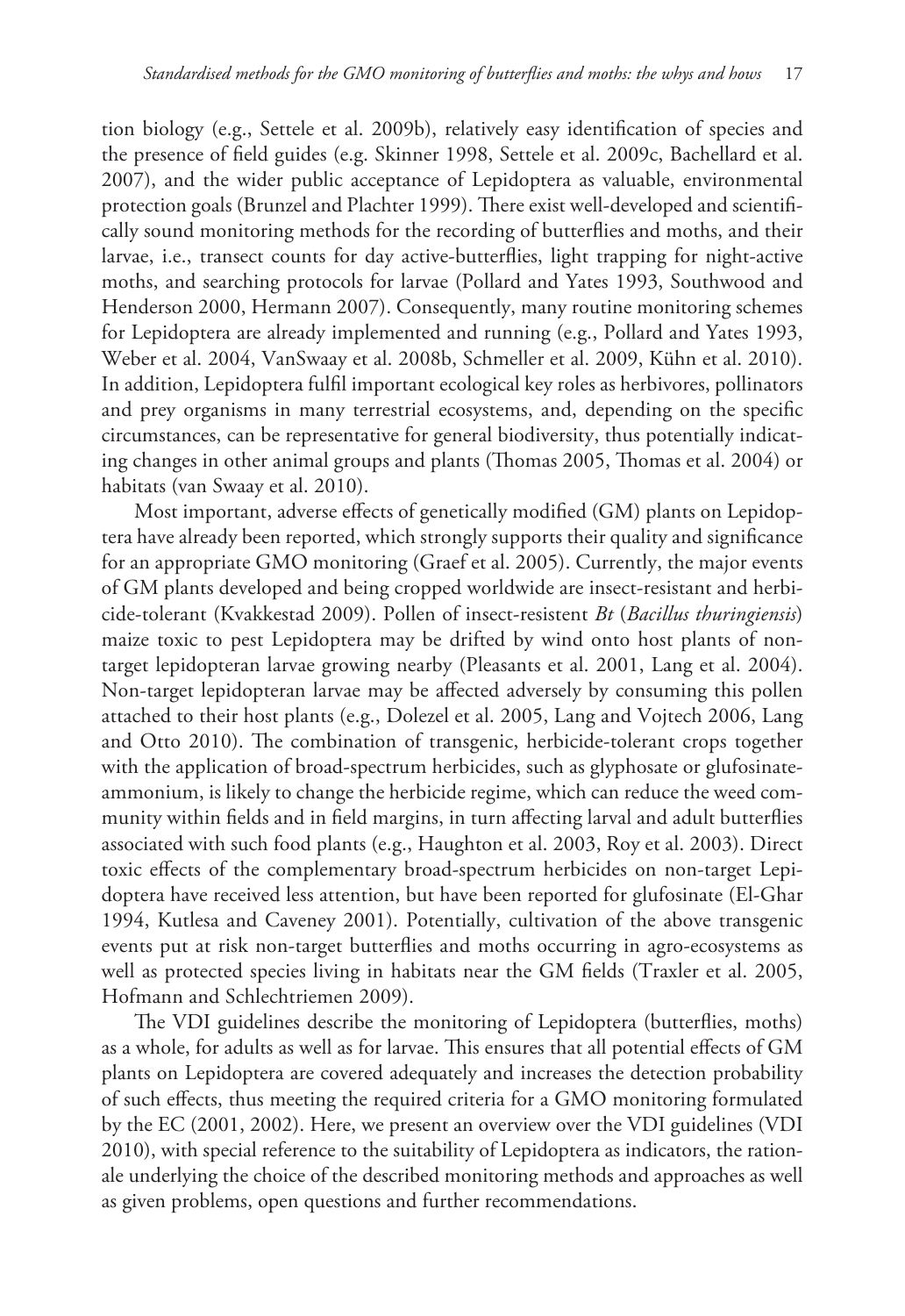tion biology (e.g., Settele et al. 2009b), relatively easy identification of species and the presence of field guides (e.g. Skinner 1998, Settele et al. 2009c, Bachellard et al. 2007), and the wider public acceptance of Lepidoptera as valuable, environmental protection goals (Brunzel and Plachter 1999). There exist well-developed and scientifically sound monitoring methods for the recording of butterflies and moths, and their larvae, i.e., transect counts for day active-butterflies, light trapping for night-active moths, and searching protocols for larvae (Pollard and Yates 1993, Southwood and Henderson 2000, Hermann 2007). Consequently, many routine monitoring schemes for Lepidoptera are already implemented and running (e.g., Pollard and Yates 1993, Weber et al. 2004, VanSwaay et al. 2008b, Schmeller et al. 2009, Kühn et al. 2010). In addition, Lepidoptera fulfil important ecological key roles as herbivores, pollinators and prey organisms in many terrestrial ecosystems, and, depending on the specific circumstances, can be representative for general biodiversity, thus potentially indicating changes in other animal groups and plants (Thomas 2005, Thomas et al. 2004) or habitats (van Swaay et al. 2010).

Most important, adverse effects of genetically modified (GM) plants on Lepidoptera have already been reported, which strongly supports their quality and significance for an appropriate GMO monitoring (Graef et al. 2005). Currently, the major events of GM plants developed and being cropped worldwide are insect-resistant and herbicide-tolerant (Kvakkestad 2009). Pollen of insect-resistent *Bt* (*Bacillus thuringiensis*) maize toxic to pest Lepidoptera may be drifted by wind onto host plants of non-target lepidopteran larvae growing nearby (Pleasants et al. 2001, Lang et al. 2004). Non-target lepidopteran larvae may be affected adversely by consuming this pollen attached to their host plants (e.g., Dolezel et al. 2005, Lang and Vojtech 2006, Lang and Otto 2010). The combination of transgenic, herbicide-tolerant crops together with the application of broad-spectrum herbicides, such as glyphosate or glufosinate-ammonium, is likely to change the herbicide regime, which can reduce the weed community within fields and in field margins, in turn affecting larval and adult butterflies associated with such food plants (e.g., Haughton et al. 2003, Roy et al. 2003). Direct toxic effects of the complementary broad-spectrum herbicides on non-target Lepidoptera have received less attention, but have been reported for glufosinate (El-Ghar 1994, Kutlesa and Caveney 2001). Potentially, cultivation of the above transgenic events put at risk non-target butterflies and moths occurring in agro-ecosystems as well as protected species living in habitats near the GM fields (Traxler et al. 2005, Hofmann and Schlechtriemen 2009).

The VDI guidelines describe the monitoring of Lepidoptera (butterflies, moths) as a whole, for adults as well as for larvae. This ensures that all potential effects of GM plants on Lepidoptera are covered adequately and increases the detection probability of such effects, thus meeting the required criteria for a GMO monitoring formulated by the EC (2001, 2002). Here, we present an overview over the VDI guidelines (VDI 2010), with special reference to the suitability of Lepidoptera as indicators, the rationale underlying the choice of the described monitoring methods and approaches as well as given problems, open questions and further recommendations.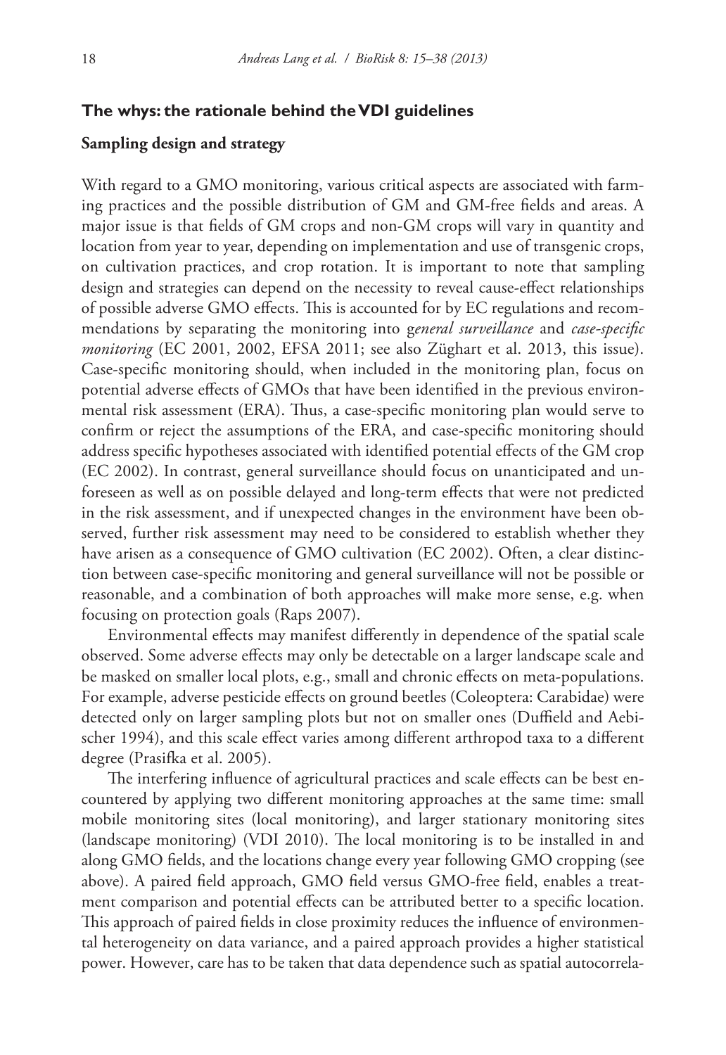## The whys: the rationale behind the VDI guidelines

### Sampling design and strategy

With regard to a GMO monitoring, various critical aspects are associated with farming practices and the possible distribution of GM and GM-free fields and areas. A major issue is that fields of GM crops and non-GM crops will vary in quantity and location from year to year, depending on implementation and use of transgenic crops, on cultivation practices, and crop rotation. It is important to note that sampling design and strategies can depend on the necessity to reveal cause-effect relationships of possible adverse GMO effects. This is accounted for by EC regulations and recommendations by separating the monitoring into g*eneral surveillance* and *case-specific monitoring* (EC 2001, 2002, EFSA 2011; see also Züghart et al. 2013, this issue). Case-specific monitoring should, when included in the monitoring plan, focus on potential adverse effects of GMOs that have been identified in the previous environmental risk assessment (ERA). Thus, a case-specific monitoring plan would serve to confirm or reject the assumptions of the ERA, and case-specific monitoring should address specific hypotheses associated with identified potential effects of the GM crop (EC 2002). In contrast, general surveillance should focus on unanticipated and unforeseen as well as on possible delayed and long-term effects that were not predicted in the risk assessment, and if unexpected changes in the environment have been observed, further risk assessment may need to be considered to establish whether they have arisen as a consequence of GMO cultivation (EC 2002). Often, a clear distinction between case-specific monitoring and general surveillance will not be possible or reasonable, and a combination of both approaches will make more sense, e.g. when focusing on protection goals (Raps 2007).

Environmental effects may manifest differently in dependence of the spatial scale observed. Some adverse effects may only be detectable on a larger landscape scale and be masked on smaller local plots, e.g., small and chronic effects on meta-populations. For example, adverse pesticide effects on ground beetles (Coleoptera: Carabidae) were detected only on larger sampling plots but not on smaller ones (Duffield and Aebischer 1994), and this scale effect varies among different arthropod taxa to a different degree (Prasifka et al. 2005).

The interfering influence of agricultural practices and scale effects can be best encountered by applying two different monitoring approaches at the same time: small mobile monitoring sites (local monitoring), and larger stationary monitoring sites (landscape monitoring) (VDI 2010). The local monitoring is to be installed in and along GMO fields, and the locations change every year following GMO cropping (see above). A paired field approach, GMO field versus GMO-free field, enables a treatment comparison and potential effects can be attributed better to a specific location. This approach of paired fields in close proximity reduces the influence of environmental heterogeneity on data variance, and a paired approach provides a higher statistical power. However, care has to be taken that data dependence such as spatial autocorrela-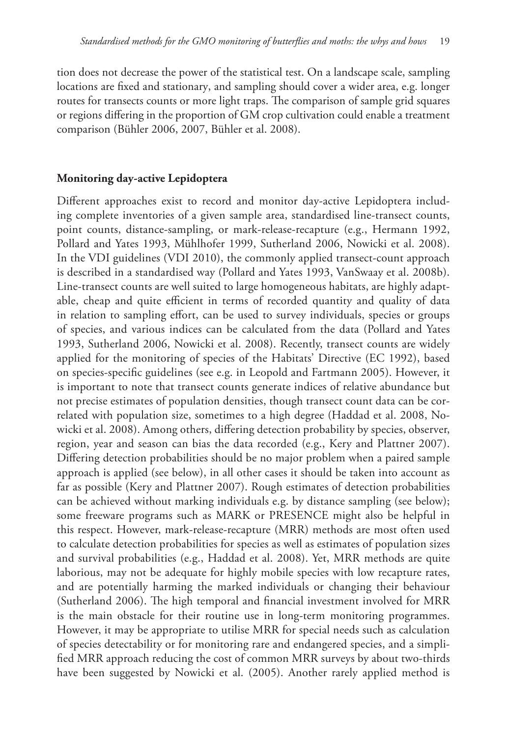tion does not decrease the power of the statistical test. On a landscape scale, sampling locations are fixed and stationary, and sampling should cover a wider area, e.g. longer routes for transects counts or more light traps. The comparison of sample grid squares or regions differing in the proportion of GM crop cultivation could enable a treatment comparison (Bühler 2006, 2007, Bühler et al. 2008).

## Monitoring day-active Lepidoptera

Different approaches exist to record and monitor day-active Lepidoptera including complete inventories of a given sample area, standardised line-transect counts, point counts, distance-sampling, or mark-release-recapture (e.g., Hermann 1992, Pollard and Yates 1993, Mühlhofer 1999, Sutherland 2006, Nowicki et al. 2008). In the VDI guidelines (VDI 2010), the commonly applied transect-count approach is described in a standardised way (Pollard and Yates 1993, VanSwaay et al. 2008b). Line-transect counts are well suited to large homogeneous habitats, are highly adaptable, cheap and quite efficient in terms of recorded quantity and quality of data in relation to sampling effort, can be used to survey individuals, species or groups of species, and various indices can be calculated from the data (Pollard and Yates 1993, Sutherland 2006, Nowicki et al. 2008). Recently, transect counts are widely applied for the monitoring of species of the Habitats' Directive (EC 1992), based on species-specific guidelines (see e.g. in Leopold and Fartmann 2005). However, it is important to note that transect counts generate indices of relative abundance but not precise estimates of population densities, though transect count data can be correlated with population size, sometimes to a high degree (Haddad et al. 2008, Nowicki et al. 2008). Among others, differing detection probability by species, observer, region, year and season can bias the data recorded (e.g., Kery and Plattner 2007). Differing detection probabilities should be no major problem when a paired sample approach is applied (see below), in all other cases it should be taken into account as far as possible (Kery and Plattner 2007). Rough estimates of detection probabilities can be achieved without marking individuals e.g. by distance sampling (see below); some freeware programs such as MARK or PRESENCE might also be helpful in this respect. However, mark-release-recapture (MRR) methods are most often used to calculate detection probabilities for species as well as estimates of population sizes and survival probabilities (e.g., Haddad et al. 2008). Yet, MRR methods are quite laborious, may not be adequate for highly mobile species with low recapture rates, and are potentially harming the marked individuals or changing their behaviour (Sutherland 2006). The high temporal and financial investment involved for MRR is the main obstacle for their routine use in long-term monitoring programmes. However, it may be appropriate to utilise MRR for special needs such as calculation of species detectability or for monitoring rare and endangered species, and a simplified MRR approach reducing the cost of common MRR surveys by about two-thirds have been suggested by Nowicki et al. (2005). Another rarely applied method is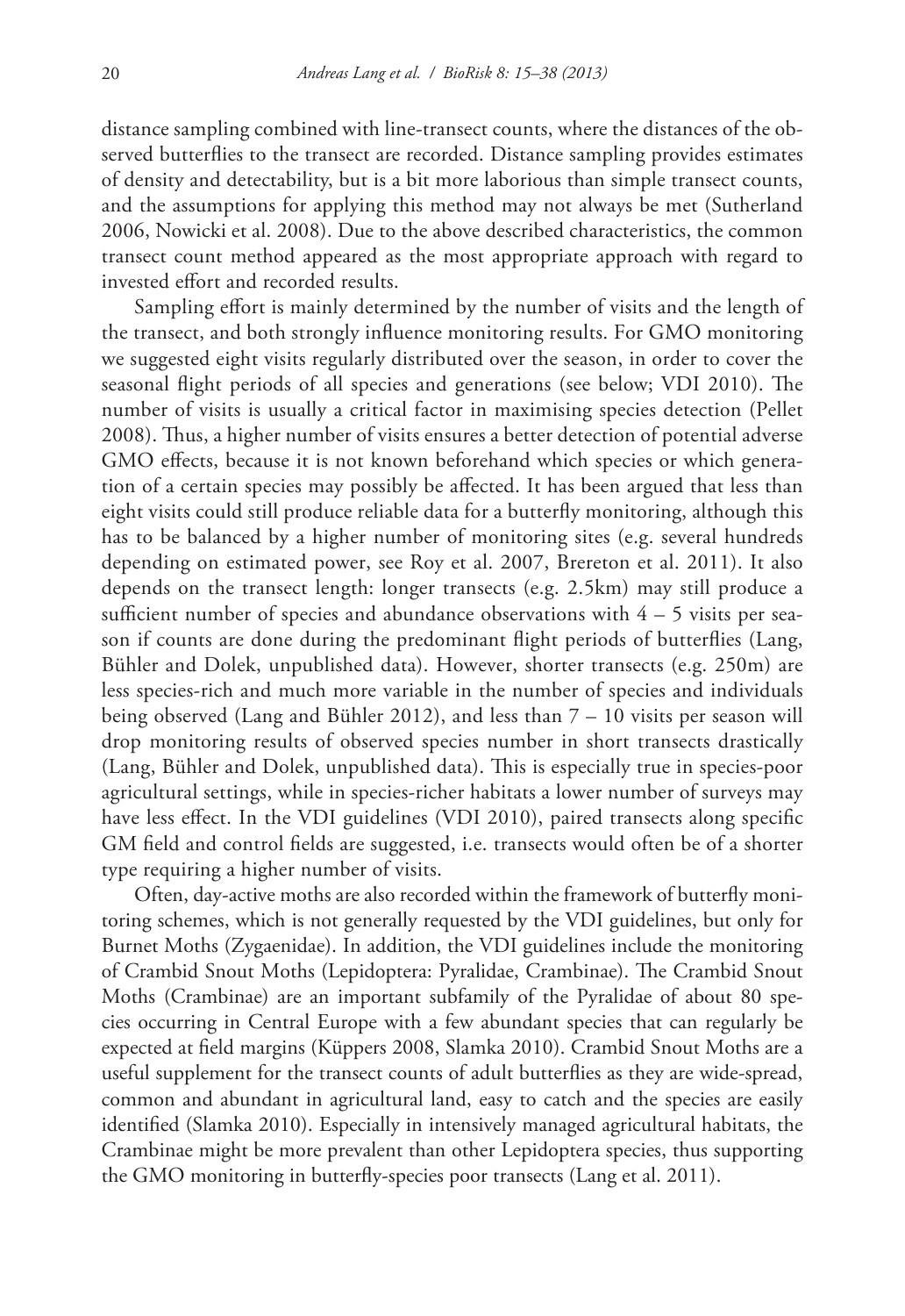distance sampling combined with line-transect counts, where the distances of the observed butterflies to the transect are recorded. Distance sampling provides estimates of density and detectability, but is a bit more laborious than simple transect counts, and the assumptions for applying this method may not always be met (Sutherland 2006, Nowicki et al. 2008). Due to the above described characteristics, the common transect count method appeared as the most appropriate approach with regard to invested effort and recorded results.

Sampling effort is mainly determined by the number of visits and the length of the transect, and both strongly influence monitoring results. For GMO monitoring we suggested eight visits regularly distributed over the season, in order to cover the seasonal flight periods of all species and generations (see below; VDI 2010). The number of visits is usually a critical factor in maximising species detection (Pellet 2008). Thus, a higher number of visits ensures a better detection of potential adverse GMO effects, because it is not known beforehand which species or which generation of a certain species may possibly be affected. It has been argued that less than eight visits could still produce reliable data for a butterfly monitoring, although this has to be balanced by a higher number of monitoring sites (e.g. several hundreds depending on estimated power, see Roy et al. 2007, Brereton et al. 2011). It also depends on the transect length: longer transects (e.g. 2.5km) may still produce a sufficient number of species and abundance observations with 4 – 5 visits per season if counts are done during the predominant flight periods of butterflies (Lang, Bühler and Dolek, unpublished data). However, shorter transects (e.g. 250m) are less species-rich and much more variable in the number of species and individuals being observed (Lang and Bühler 2012), and less than 7 – 10 visits per season will drop monitoring results of observed species number in short transects drastically (Lang, Bühler and Dolek, unpublished data). This is especially true in species-poor agricultural settings, while in species-richer habitats a lower number of surveys may have less effect. In the VDI guidelines (VDI 2010), paired transects along specific GM field and control fields are suggested, i.e. transects would often be of a shorter type requiring a higher number of visits.

Often, day-active moths are also recorded within the framework of butterfly monitoring schemes, which is not generally requested by the VDI guidelines, but only for Burnet Moths (Zygaenidae). In addition, the VDI guidelines include the monitoring of Crambid Snout Moths (Lepidoptera: Pyralidae, Crambinae). The Crambid Snout Moths (Crambinae) are an important subfamily of the Pyralidae of about 80 species occurring in Central Europe with a few abundant species that can regularly be expected at field margins (Küppers 2008, Slamka 2010). Crambid Snout Moths are a useful supplement for the transect counts of adult butterflies as they are wide-spread, common and abundant in agricultural land, easy to catch and the species are easily identified (Slamka 2010). Especially in intensively managed agricultural habitats, the Crambinae might be more prevalent than other Lepidoptera species, thus supporting the GMO monitoring in butterfly-species poor transects (Lang et al. 2011).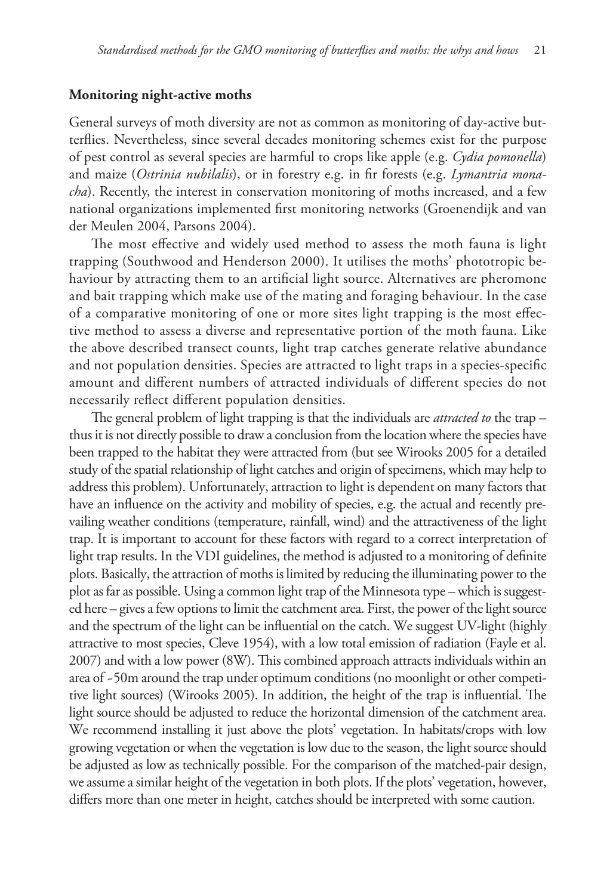### Monitoring night-active moths

General surveys of moth diversity are not as common as monitoring of day-active butterflies. Nevertheless, since several decades monitoring schemes exist for the purpose of pest control as several species are harmful to crops like apple (e.g. *Cydia pomonella*) and maize (*Ostrinia nubilalis*), or in forestry e.g. in fir forests (e.g. *Lymantria monacha*). Recently, the interest in conservation monitoring of moths increased, and a few national organizations implemented first monitoring networks (Groenendijk and van der Meulen 2004, Parsons 2004).

The most effective and widely used method to assess the moth fauna is light trapping (Southwood and Henderson 2000). It utilises the moths' phototropic behaviour by attracting them to an artificial light source. Alternatives are pheromone and bait trapping which make use of the mating and foraging behaviour. In the case of a comparative monitoring of one or more sites light trapping is the most effective method to assess a diverse and representative portion of the moth fauna. Like the above described transect counts, light trap catches generate relative abundance and not population densities. Species are attracted to light traps in a species-specific amount and different numbers of attracted individuals of different species do not necessarily reflect different population densities.

The general problem of light trapping is that the individuals are *attracted to* the trap – thus it is not directly possible to draw a conclusion from the location where the species have been trapped to the habitat they were attracted from (but see Wirooks 2005 for a detailed study of the spatial relationship of light catches and origin of specimens, which may help to address this problem). Unfortunately, attraction to light is dependent on many factors that have an influence on the activity and mobility of species, e.g. the actual and recently prevailing weather conditions (temperature, rainfall, wind) and the attractiveness of the light trap. It is important to account for these factors with regard to a correct interpretation of light trap results. In the VDI guidelines, the method is adjusted to a monitoring of definite plots. Basically, the attraction of moths is limited by reducing the illuminating power to the plot as far as possible. Using a common light trap of the Minnesota type – which is suggested here – gives a few options to limit the catchment area. First, the power of the light source and the spectrum of the light can be influential on the catch. We suggest UV-light (highly attractive to most species, Cleve 1954), with a low total emission of radiation (Fayle et al. 2007) and with a low power (8W). This combined approach attracts individuals within an area of ~50m around the trap under optimum conditions (no moonlight or other competitive light sources) (Wirooks 2005). In addition, the height of the trap is influential. The light source should be adjusted to reduce the horizontal dimension of the catchment area. We recommend installing it just above the plots' vegetation. In habitats/crops with low growing vegetation or when the vegetation is low due to the season, the light source should be adjusted as low as technically possible. For the comparison of the matched-pair design, we assume a similar height of the vegetation in both plots. If the plots' vegetation, however, differs more than one meter in height, catches should be interpreted with some caution.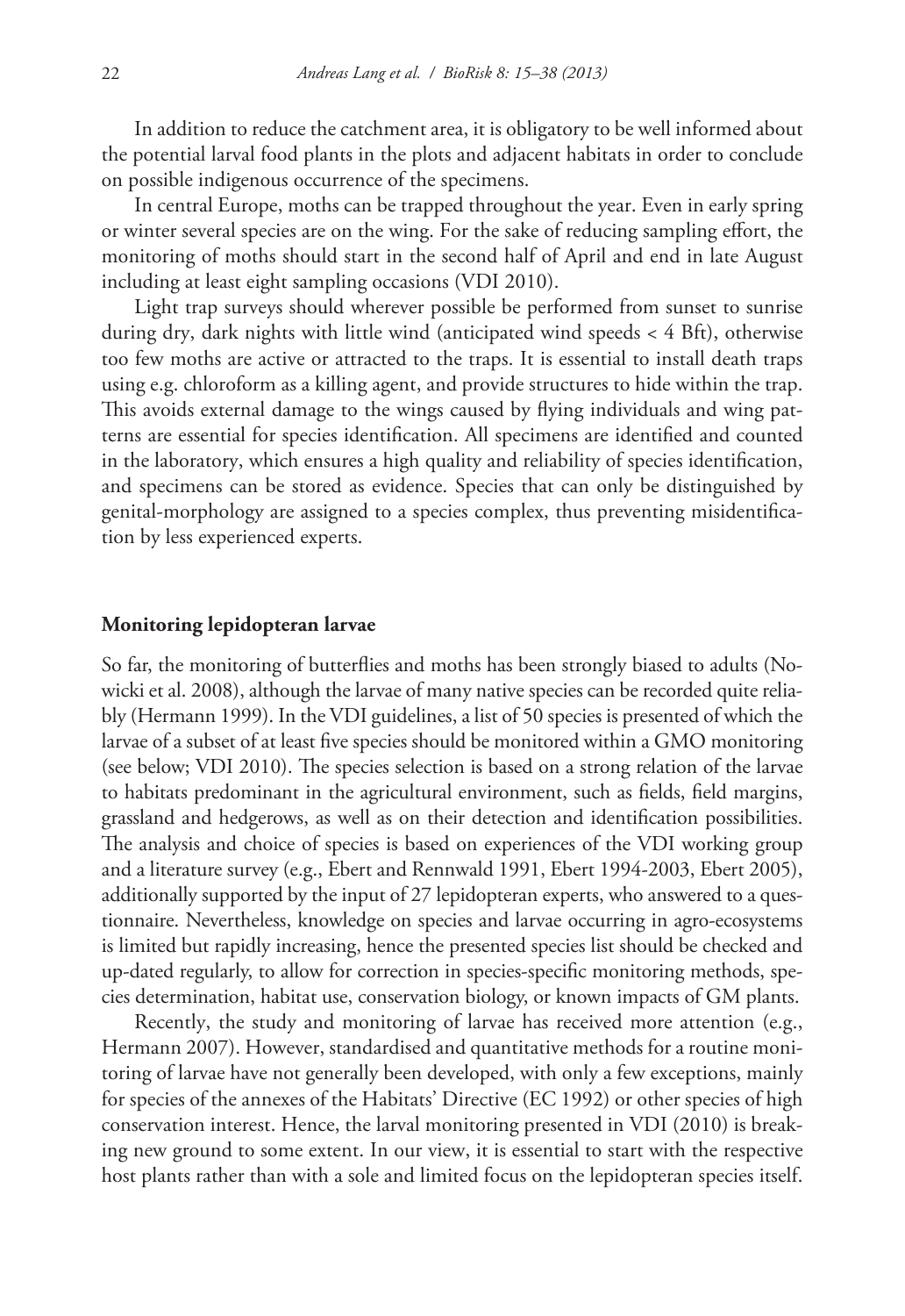In addition to reduce the catchment area, it is obligatory to be well informed about the potential larval food plants in the plots and adjacent habitats in order to conclude on possible indigenous occurrence of the specimens.

In central Europe, moths can be trapped throughout the year. Even in early spring or winter several species are on the wing. For the sake of reducing sampling effort, the monitoring of moths should start in the second half of April and end in late August including at least eight sampling occasions (VDI 2010).

Light trap surveys should wherever possible be performed from sunset to sunrise during dry, dark nights with little wind (anticipated wind speeds < 4 Bft), otherwise too few moths are active or attracted to the traps. It is essential to install death traps using e.g. chloroform as a killing agent, and provide structures to hide within the trap. This avoids external damage to the wings caused by flying individuals and wing patterns are essential for species identification. All specimens are identified and counted in the laboratory, which ensures a high quality and reliability of species identification, and specimens can be stored as evidence. Species that can only be distinguished by genital-morphology are assigned to a species complex, thus preventing misidentification by less experienced experts.

### Monitoring lepidopteran larvae

So far, the monitoring of butterflies and moths has been strongly biased to adults (Nowicki et al. 2008), although the larvae of many native species can be recorded quite reliably (Hermann 1999). In the VDI guidelines, a list of 50 species is presented of which the larvae of a subset of at least five species should be monitored within a GMO monitoring (see below; VDI 2010). The species selection is based on a strong relation of the larvae to habitats predominant in the agricultural environment, such as fields, field margins, grassland and hedgerows, as well as on their detection and identification possibilities. The analysis and choice of species is based on experiences of the VDI working group and a literature survey (e.g., Ebert and Rennwald 1991, Ebert 1994-2003, Ebert 2005), additionally supported by the input of 27 lepidopteran experts, who answered to a questionnaire. Nevertheless, knowledge on species and larvae occurring in agro-ecosystems is limited but rapidly increasing, hence the presented species list should be checked and up-dated regularly, to allow for correction in species-specific monitoring methods, species determination, habitat use, conservation biology, or known impacts of GM plants.

Recently, the study and monitoring of larvae has received more attention (e.g., Hermann 2007). However, standardised and quantitative methods for a routine monitoring of larvae have not generally been developed, with only a few exceptions, mainly for species of the annexes of the Habitats' Directive (EC 1992) or other species of high conservation interest. Hence, the larval monitoring presented in VDI (2010) is breaking new ground to some extent. In our view, it is essential to start with the respective host plants rather than with a sole and limited focus on the lepidopteran species itself.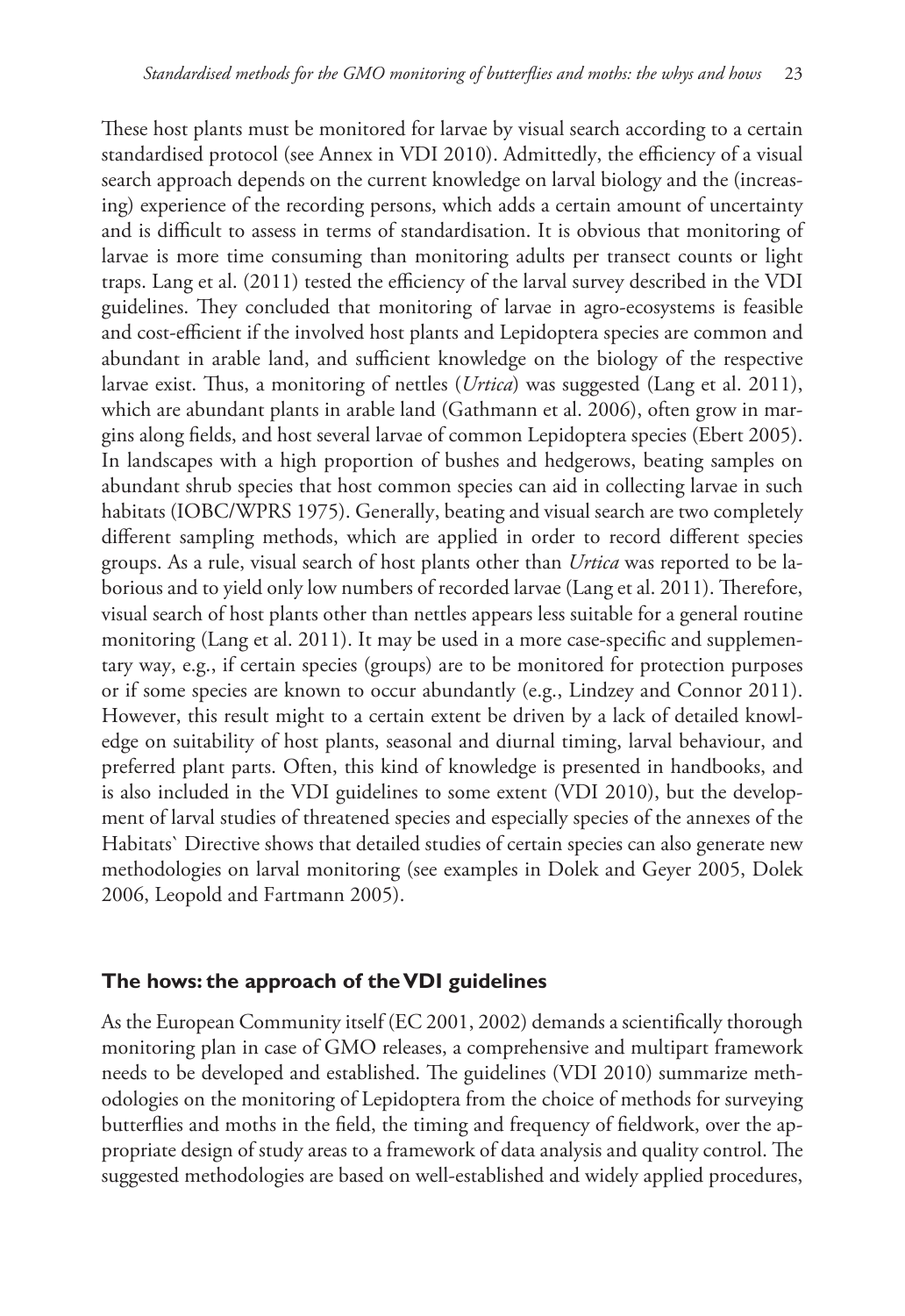These host plants must be monitored for larvae by visual search according to a certain standardised protocol (see Annex in VDI 2010). Admittedly, the efficiency of a visual search approach depends on the current knowledge on larval biology and the (increasing) experience of the recording persons, which adds a certain amount of uncertainty and is difficult to assess in terms of standardisation. It is obvious that monitoring of larvae is more time consuming than monitoring adults per transect counts or light traps. Lang et al. (2011) tested the efficiency of the larval survey described in the VDI guidelines. They concluded that monitoring of larvae in agro-ecosystems is feasible and cost-efficient if the involved host plants and Lepidoptera species are common and abundant in arable land, and sufficient knowledge on the biology of the respective larvae exist. Thus, a monitoring of nettles (*Urtica*) was suggested (Lang et al. 2011), which are abundant plants in arable land (Gathmann et al. 2006), often grow in margins along fields, and host several larvae of common Lepidoptera species (Ebert 2005). In landscapes with a high proportion of bushes and hedgerows, beating samples on abundant shrub species that host common species can aid in collecting larvae in such habitats (IOBC/WPRS 1975). Generally, beating and visual search are two completely different sampling methods, which are applied in order to record different species groups. As a rule, visual search of host plants other than *Urtica* was reported to be laborious and to yield only low numbers of recorded larvae (Lang et al. 2011). Therefore, visual search of host plants other than nettles appears less suitable for a general routine monitoring (Lang et al. 2011). It may be used in a more case-specific and supplementary way, e.g., if certain species (groups) are to be monitored for protection purposes or if some species are known to occur abundantly (e.g., Lindzey and Connor 2011). However, this result might to a certain extent be driven by a lack of detailed knowledge on suitability of host plants, seasonal and diurnal timing, larval behaviour, and preferred plant parts. Often, this kind of knowledge is presented in handbooks, and is also included in the VDI guidelines to some extent (VDI 2010), but the development of larval studies of threatened species and especially species of the annexes of the Habitats` Directive shows that detailed studies of certain species can also generate new methodologies on larval monitoring (see examples in Dolek and Geyer 2005, Dolek 2006, Leopold and Fartmann 2005).

## The hows: the approach of the VDI guidelines

As the European Community itself (EC 2001, 2002) demands a scientifically thorough monitoring plan in case of GMO releases, a comprehensive and multipart framework needs to be developed and established. The guidelines (VDI 2010) summarize methodologies on the monitoring of Lepidoptera from the choice of methods for surveying butterflies and moths in the field, the timing and frequency of fieldwork, over the appropriate design of study areas to a framework of data analysis and quality control. The suggested methodologies are based on well-established and widely applied procedures,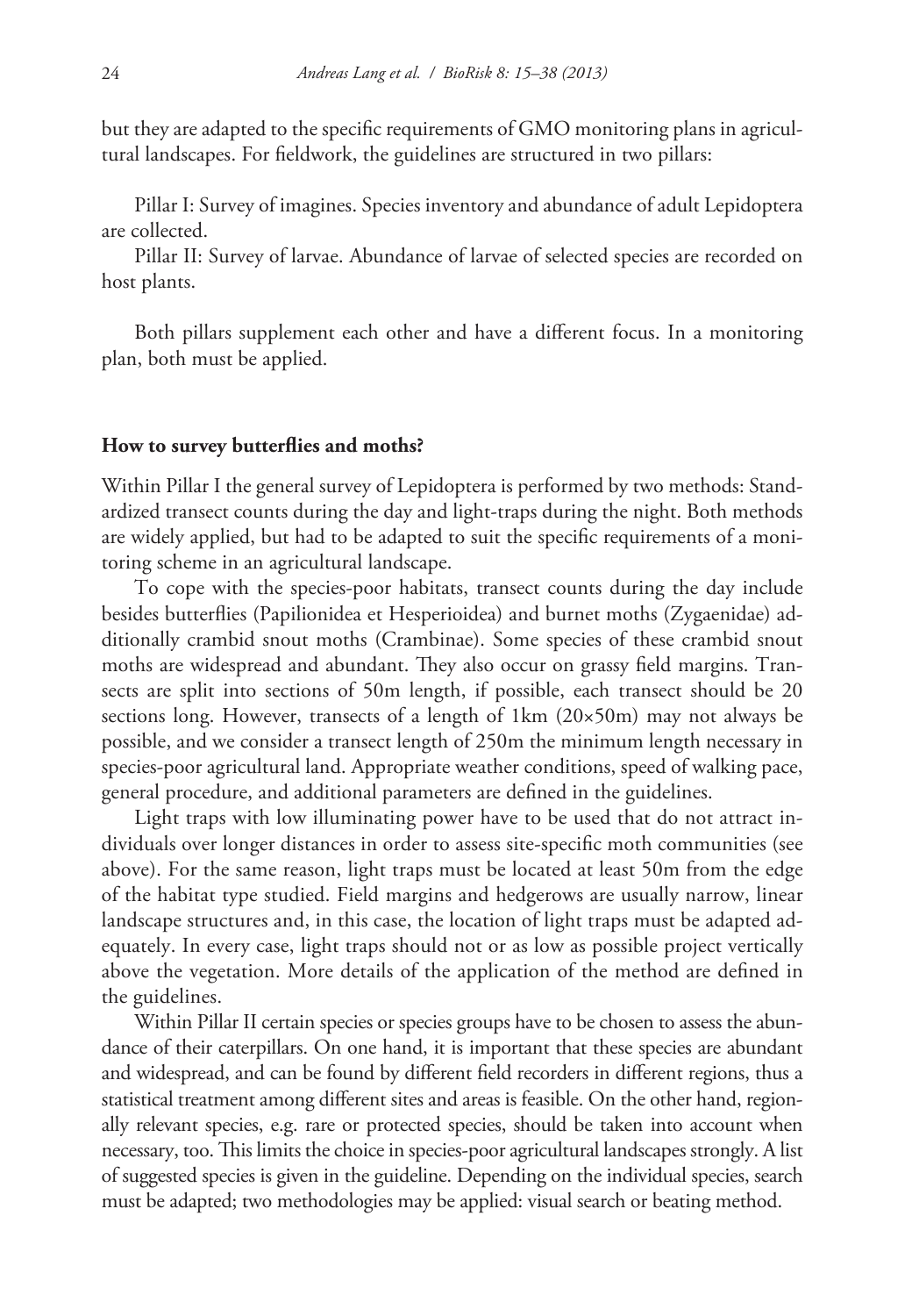but they are adapted to the specific requirements of GMO monitoring plans in agricultural landscapes. For fieldwork, the guidelines are structured in two pillars:

Pillar I: Survey of imagines. Species inventory and abundance of adult Lepidoptera are collected.

Pillar II: Survey of larvae. Abundance of larvae of selected species are recorded on host plants.

Both pillars supplement each other and have a different focus. In a monitoring plan, both must be applied.

### How to survey butterflies and moths?

Within Pillar I the general survey of Lepidoptera is performed by two methods: Standardized transect counts during the day and light-traps during the night. Both methods are widely applied, but had to be adapted to suit the specific requirements of a monitoring scheme in an agricultural landscape.

To cope with the species-poor habitats, transect counts during the day include besides butterflies (Papilionidea et Hesperioidea) and burnet moths (Zygaenidae) additionally crambid snout moths (Crambinae). Some species of these crambid snout moths are widespread and abundant. They also occur on grassy field margins. Transects are split into sections of 50m length, if possible, each transect should be 20 sections long. However, transects of a length of 1km (20×50m) may not always be possible, and we consider a transect length of 250m the minimum length necessary in species-poor agricultural land. Appropriate weather conditions, speed of walking pace, general procedure, and additional parameters are defined in the guidelines.

Light traps with low illuminating power have to be used that do not attract individuals over longer distances in order to assess site-specific moth communities (see above). For the same reason, light traps must be located at least 50m from the edge of the habitat type studied. Field margins and hedgerows are usually narrow, linear landscape structures and, in this case, the location of light traps must be adapted adequately. In every case, light traps should not or as low as possible project vertically above the vegetation. More details of the application of the method are defined in the guidelines.

Within Pillar II certain species or species groups have to be chosen to assess the abundance of their caterpillars. On one hand, it is important that these species are abundant and widespread, and can be found by different field recorders in different regions, thus a statistical treatment among different sites and areas is feasible. On the other hand, regionally relevant species, e.g. rare or protected species, should be taken into account when necessary, too. This limits the choice in species-poor agricultural landscapes strongly. A list of suggested species is given in the guideline. Depending on the individual species, search must be adapted; two methodologies may be applied: visual search or beating method.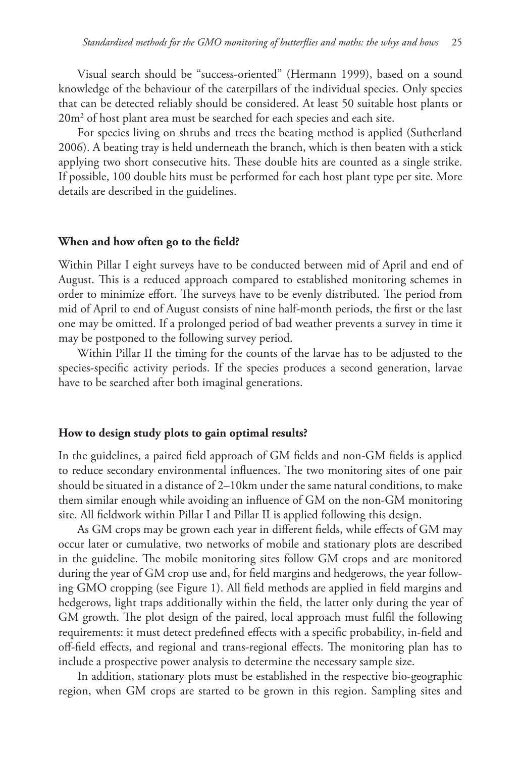Visual search should be "success-oriented" (Hermann 1999), based on a sound knowledge of the behaviour of the caterpillars of the individual species. Only species that can be detected reliably should be considered. At least 50 suitable host plants or 20m$^2$ of host plant area must be searched for each species and each site.

For species living on shrubs and trees the beating method is applied (Sutherland 2006). A beating tray is held underneath the branch, which is then beaten with a stick applying two short consecutive hits. These double hits are counted as a single strike. If possible, 100 double hits must be performed for each host plant type per site. More details are described in the guidelines.

### When and how often go to the field?

Within Pillar I eight surveys have to be conducted between mid of April and end of August. This is a reduced approach compared to established monitoring schemes in order to minimize effort. The surveys have to be evenly distributed. The period from mid of April to end of August consists of nine half-month periods, the first or the last one may be omitted. If a prolonged period of bad weather prevents a survey in time it may be postponed to the following survey period.

Within Pillar II the timing for the counts of the larvae has to be adjusted to the species-specific activity periods. If the species produces a second generation, larvae have to be searched after both imaginal generations.

### How to design study plots to gain optimal results?

In the guidelines, a paired field approach of GM fields and non-GM fields is applied to reduce secondary environmental influences. The two monitoring sites of one pair should be situated in a distance of 2–10km under the same natural conditions, to make them similar enough while avoiding an influence of GM on the non-GM monitoring site. All fieldwork within Pillar I and Pillar II is applied following this design.

As GM crops may be grown each year in different fields, while effects of GM may occur later or cumulative, two networks of mobile and stationary plots are described in the guideline. The mobile monitoring sites follow GM crops and are monitored during the year of GM crop use and, for field margins and hedgerows, the year following GMO cropping (see Figure 1). All field methods are applied in field margins and hedgerows, light traps additionally within the field, the latter only during the year of GM growth. The plot design of the paired, local approach must fulfil the following requirements: it must detect predefined effects with a specific probability, in-field and off-field effects, and regional and trans-regional effects. The monitoring plan has to include a prospective power analysis to determine the necessary sample size.

In addition, stationary plots must be established in the respective bio-geographic region, when GM crops are started to be grown in this region. Sampling sites and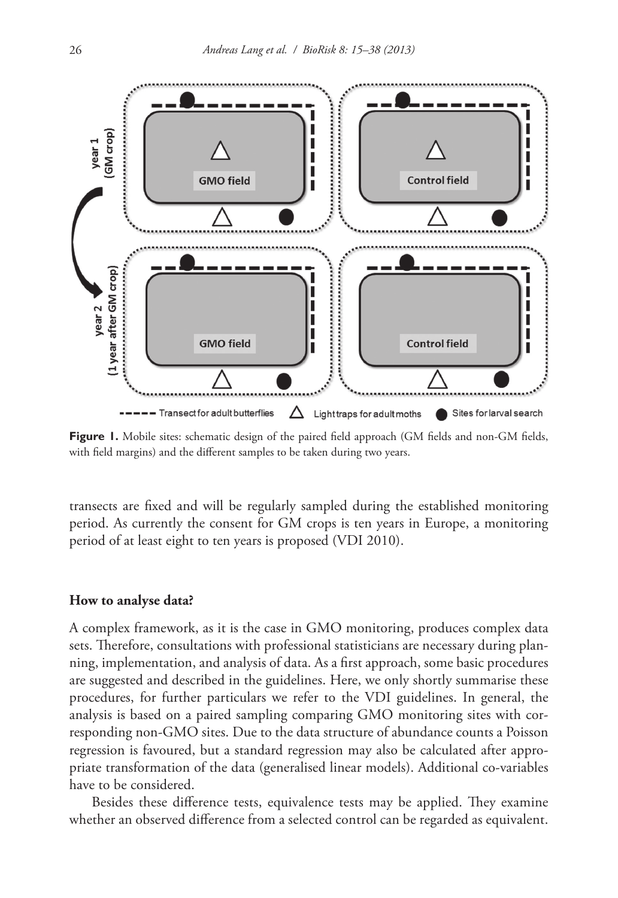**Figure 1.** Mobile sites: schematic design of the paired field approach (GM fields and non-GM fields, with field margins) and the different samples to be taken during two years.

transects are fixed and will be regularly sampled during the established monitoring period. As currently the consent for GM crops is ten years in Europe, a monitoring period of at least eight to ten years is proposed (VDI 2010).

### How to analyse data?

A complex framework, as it is the case in GMO monitoring, produces complex data sets. Therefore, consultations with professional statisticians are necessary during planning, implementation, and analysis of data. As a first approach, some basic procedures are suggested and described in the guidelines. Here, we only shortly summarise these procedures, for further particulars we refer to the VDI guidelines. In general, the analysis is based on a paired sampling comparing GMO monitoring sites with corresponding non-GMO sites. Due to the data structure of abundance counts a Poisson regression is favoured, but a standard regression may also be calculated after appropriate transformation of the data (generalised linear models). Additional co-variables have to be considered.

Besides these difference tests, equivalence tests may be applied. They examine whether an observed difference from a selected control can be regarded as equivalent.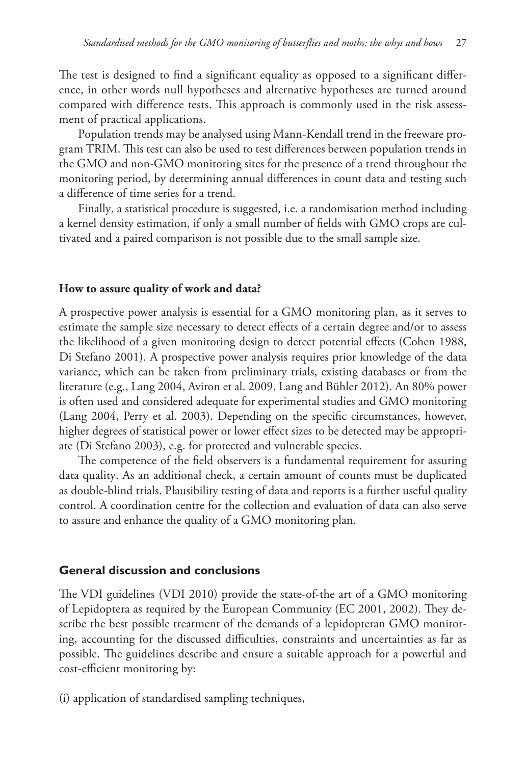The test is designed to find a significant equality as opposed to a significant difference, in other words null hypotheses and alternative hypotheses are turned around compared with difference tests. This approach is commonly used in the risk assessment of practical applications.

Population trends may be analysed using Mann-Kendall trend in the freeware program TRIM. This test can also be used to test differences between population trends in the GMO and non-GMO monitoring sites for the presence of a trend throughout the monitoring period, by determining annual differences in count data and testing such a difference of time series for a trend.

Finally, a statistical procedure is suggested, i.e. a randomisation method including a kernel density estimation, if only a small number of fields with GMO crops are cultivated and a paired comparison is not possible due to the small sample size.

#### How to assure quality of work and data?

A prospective power analysis is essential for a GMO monitoring plan, as it serves to estimate the sample size necessary to detect effects of a certain degree and/or to assess the likelihood of a given monitoring design to detect potential effects (Cohen 1988, Di Stefano 2001). A prospective power analysis requires prior knowledge of the data variance, which can be taken from preliminary trials, existing databases or from the literature (e.g., Lang 2004, Aviron et al. 2009, Lang and Bühler 2012). An 80% power is often used and considered adequate for experimental studies and GMO monitoring (Lang 2004, Perry et al. 2003). Depending on the specific circumstances, however, higher degrees of statistical power or lower effect sizes to be detected may be appropriate (Di Stefano 2003), e.g. for protected and vulnerable species.

The competence of the field observers is a fundamental requirement for assuring data quality. As an additional check, a certain amount of counts must be duplicated as double-blind trials. Plausibility testing of data and reports is a further useful quality control. A coordination centre for the collection and evaluation of data can also serve to assure and enhance the quality of a GMO monitoring plan.

## General discussion and conclusions

The VDI guidelines (VDI 2010) provide the state-of-the art of a GMO monitoring of Lepidoptera as required by the European Community (EC 2001, 2002). They describe the best possible treatment of the demands of a lepidopteran GMO monitoring, accounting for the discussed difficulties, constraints and uncertainties as far as possible. The guidelines describe and ensure a suitable approach for a powerful and cost-efficient monitoring by:

(i) application of standardised sampling techniques,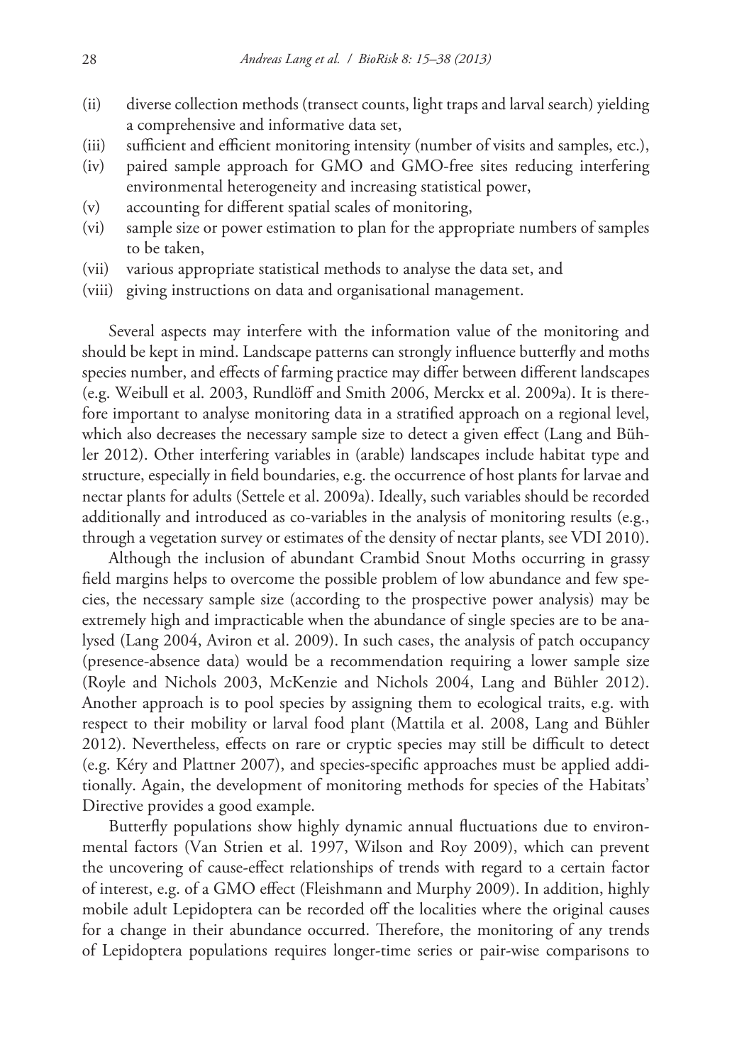(ii) diverse collection methods (transect counts, light traps and larval search) yielding a comprehensive and informative data set,

(iii) sufficient and efficient monitoring intensity (number of visits and samples, etc.),

(iv) paired sample approach for GMO and GMO-free sites reducing interfering environmental heterogeneity and increasing statistical power,

(v) accounting for different spatial scales of monitoring,

(vi) sample size or power estimation to plan for the appropriate numbers of samples to be taken,

(vii) various appropriate statistical methods to analyse the data set, and

(viii) giving instructions on data and organisational management.

Several aspects may interfere with the information value of the monitoring and should be kept in mind. Landscape patterns can strongly influence butterfly and moths species number, and effects of farming practice may differ between different landscapes (e.g. Weibull et al. 2003, Rundlöff and Smith 2006, Merckx et al. 2009a). It is therefore important to analyse monitoring data in a stratified approach on a regional level, which also decreases the necessary sample size to detect a given effect (Lang and Bühler 2012). Other interfering variables in (arable) landscapes include habitat type and structure, especially in field boundaries, e.g. the occurrence of host plants for larvae and nectar plants for adults (Settele et al. 2009a). Ideally, such variables should be recorded additionally and introduced as co-variables in the analysis of monitoring results (e.g., through a vegetation survey or estimates of the density of nectar plants, see VDI 2010).

Although the inclusion of abundant Crambid Snout Moths occurring in grassy field margins helps to overcome the possible problem of low abundance and few species, the necessary sample size (according to the prospective power analysis) may be extremely high and impracticable when the abundance of single species are to be analysed (Lang 2004, Aviron et al. 2009). In such cases, the analysis of patch occupancy (presence-absence data) would be a recommendation requiring a lower sample size (Royle and Nichols 2003, McKenzie and Nichols 2004, Lang and Bühler 2012). Another approach is to pool species by assigning them to ecological traits, e.g. with respect to their mobility or larval food plant (Mattila et al. 2008, Lang and Bühler 2012). Nevertheless, effects on rare or cryptic species may still be difficult to detect (e.g. Kéry and Plattner 2007), and species-specific approaches must be applied additionally. Again, the development of monitoring methods for species of the Habitats' Directive provides a good example.

Butterfly populations show highly dynamic annual fluctuations due to environmental factors (Van Strien et al. 1997, Wilson and Roy 2009), which can prevent the uncovering of cause-effect relationships of trends with regard to a certain factor of interest, e.g. of a GMO effect (Fleishmann and Murphy 2009). In addition, highly mobile adult Lepidoptera can be recorded off the localities where the original causes for a change in their abundance occurred. Therefore, the monitoring of any trends of Lepidoptera populations requires longer-time series or pair-wise comparisons to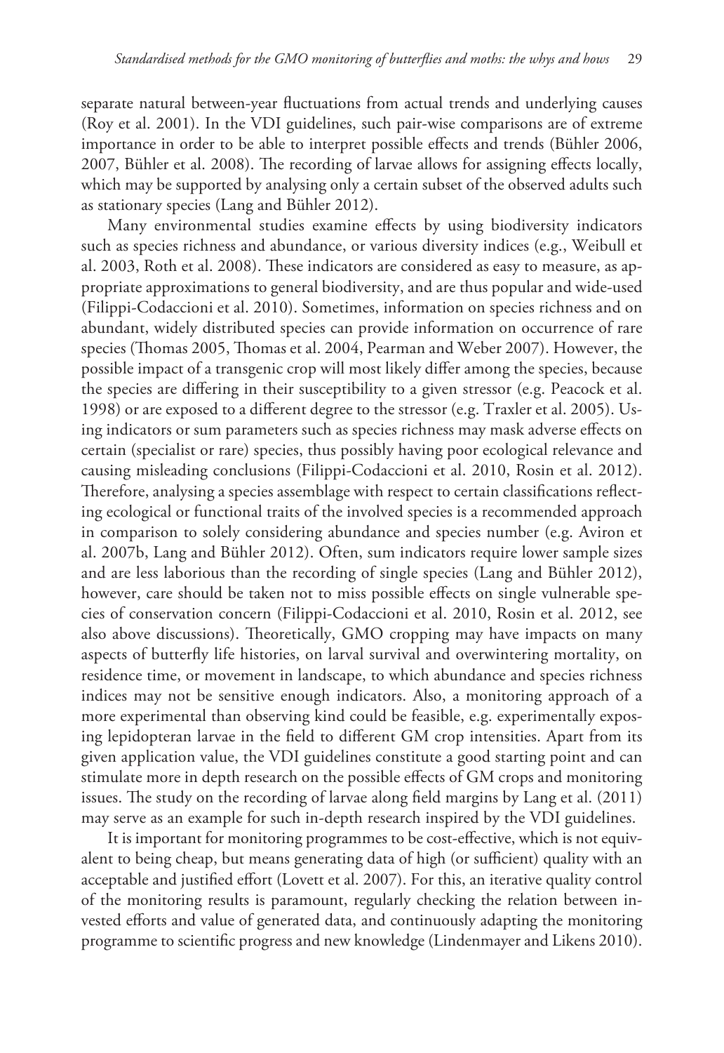separate natural between-year fluctuations from actual trends and underlying causes (Roy et al. 2001). In the VDI guidelines, such pair-wise comparisons are of extreme importance in order to be able to interpret possible effects and trends (Bühler 2006, 2007, Bühler et al. 2008). The recording of larvae allows for assigning effects locally, which may be supported by analysing only a certain subset of the observed adults such as stationary species (Lang and Bühler 2012).

Many environmental studies examine effects by using biodiversity indicators such as species richness and abundance, or various diversity indices (e.g., Weibull et al. 2003, Roth et al. 2008). These indicators are considered as easy to measure, as appropriate approximations to general biodiversity, and are thus popular and wide-used (Filippi-Codaccioni et al. 2010). Sometimes, information on species richness and on abundant, widely distributed species can provide information on occurrence of rare species (Thomas 2005, Thomas et al. 2004, Pearman and Weber 2007). However, the possible impact of a transgenic crop will most likely differ among the species, because the species are differing in their susceptibility to a given stressor (e.g. Peacock et al. 1998) or are exposed to a different degree to the stressor (e.g. Traxler et al. 2005). Using indicators or sum parameters such as species richness may mask adverse effects on certain (specialist or rare) species, thus possibly having poor ecological relevance and causing misleading conclusions (Filippi-Codaccioni et al. 2010, Rosin et al. 2012). Therefore, analysing a species assemblage with respect to certain classifications reflecting ecological or functional traits of the involved species is a recommended approach in comparison to solely considering abundance and species number (e.g. Aviron et al. 2007b, Lang and Bühler 2012). Often, sum indicators require lower sample sizes and are less laborious than the recording of single species (Lang and Bühler 2012), however, care should be taken not to miss possible effects on single vulnerable species of conservation concern (Filippi-Codaccioni et al. 2010, Rosin et al. 2012, see also above discussions). Theoretically, GMO cropping may have impacts on many aspects of butterfly life histories, on larval survival and overwintering mortality, on residence time, or movement in landscape, to which abundance and species richness indices may not be sensitive enough indicators. Also, a monitoring approach of a more experimental than observing kind could be feasible, e.g. experimentally exposing lepidopteran larvae in the field to different GM crop intensities. Apart from its given application value, the VDI guidelines constitute a good starting point and can stimulate more in depth research on the possible effects of GM crops and monitoring issues. The study on the recording of larvae along field margins by Lang et al. (2011) may serve as an example for such in-depth research inspired by the VDI guidelines.

It is important for monitoring programmes to be cost-effective, which is not equivalent to being cheap, but means generating data of high (or sufficient) quality with an acceptable and justified effort (Lovett et al. 2007). For this, an iterative quality control of the monitoring results is paramount, regularly checking the relation between invested efforts and value of generated data, and continuously adapting the monitoring programme to scientific progress and new knowledge (Lindenmayer and Likens 2010).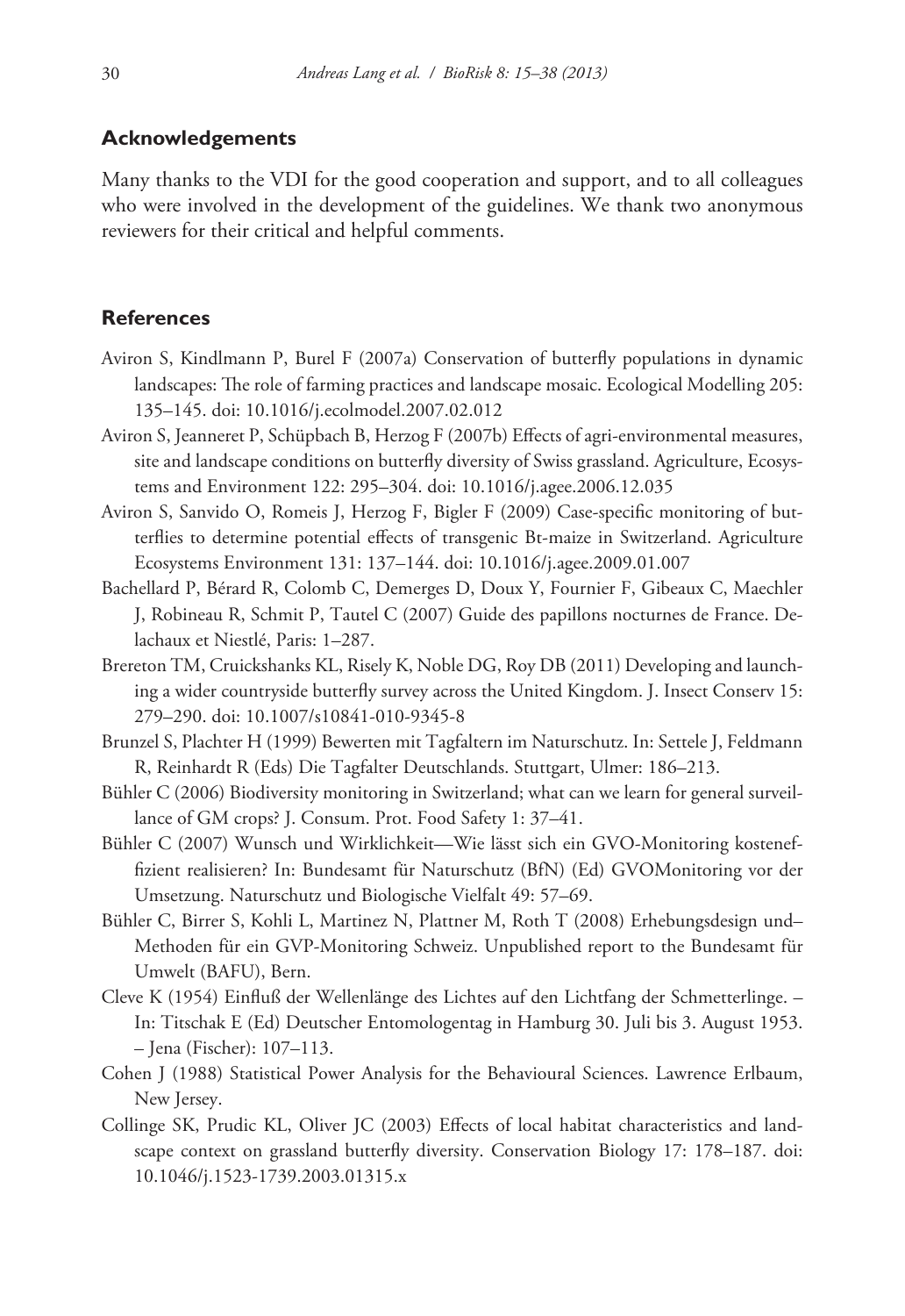## Acknowledgements

Many thanks to the VDI for the good cooperation and support, and to all colleagues who were involved in the development of the guidelines. We thank two anonymous reviewers for their critical and helpful comments.

## References

Aviron S, Kindlmann P, Burel F (2007a) Conservation of butterfly populations in dynamic landscapes: The role of farming practices and landscape mosaic. Ecological Modelling 205: 135–145. doi: 10.1016/j.ecolmodel.2007.02.012

Aviron S, Jeanneret P, Schüpbach B, Herzog F (2007b) Effects of agri-environmental measures, site and landscape conditions on butterfly diversity of Swiss grassland. Agriculture, Ecosystems and Environment 122: 295–304. doi: 10.1016/j.agee.2006.12.035

Aviron S, Sanvido O, Romeis J, Herzog F, Bigler F (2009) Case-specific monitoring of butterflies to determine potential effects of transgenic Bt-maize in Switzerland. Agriculture Ecosystems Environment 131: 137–144. doi: 10.1016/j.agee.2009.01.007

Bachellard P, Bérard R, Colomb C, Demerges D, Doux Y, Fournier F, Gibeaux C, Maechler J, Robineau R, Schmit P, Tautel C (2007) Guide des papillons nocturnes de France. Delachaux et Niestlé, Paris: 1–287.

Brereton TM, Cruickshanks KL, Risely K, Noble DG, Roy DB (2011) Developing and launching a wider countryside butterfly survey across the United Kingdom. J. Insect Conserv 15: 279–290. doi: 10.1007/s10841-010-9345-8

Brunzel S, Plachter H (1999) Bewerten mit Tagfaltern im Naturschutz. In: Settele J, Feldmann R, Reinhardt R (Eds) Die Tagfalter Deutschlands. Stuttgart, Ulmer: 186–213.

Bühler C (2006) Biodiversity monitoring in Switzerland; what can we learn for general surveillance of GM crops? J. Consum. Prot. Food Safety 1: 37–41.

Bühler C (2007) Wunsch und Wirklichkeit—Wie lässt sich ein GVO-Monitoring kosteneffizient realisieren? In: Bundesamt für Naturschutz (BfN) (Ed) GVOMonitoring vor der Umsetzung. Naturschutz und Biologische Vielfalt 49: 57–69.

Bühler C, Birrer S, Kohli L, Martinez N, Plattner M, Roth T (2008) Erhebungsdesign und–Methoden für ein GVP-Monitoring Schweiz. Unpublished report to the Bundesamt für Umwelt (BAFU), Bern.

Cleve K (1954) Einfluß der Wellenlänge des Lichtes auf den Lichtfang der Schmetterlinge. – In: Titschak E (Ed) Deutscher Entomologentag in Hamburg 30. Juli bis 3. August 1953. – Jena (Fischer): 107–113.

Cohen J (1988) Statistical Power Analysis for the Behavioural Sciences. Lawrence Erlbaum, New Jersey.

Collinge SK, Prudic KL, Oliver JC (2003) Effects of local habitat characteristics and landscape context on grassland butterfly diversity. Conservation Biology 17: 178–187. doi: 10.1046/j.1523-1739.2003.01315.x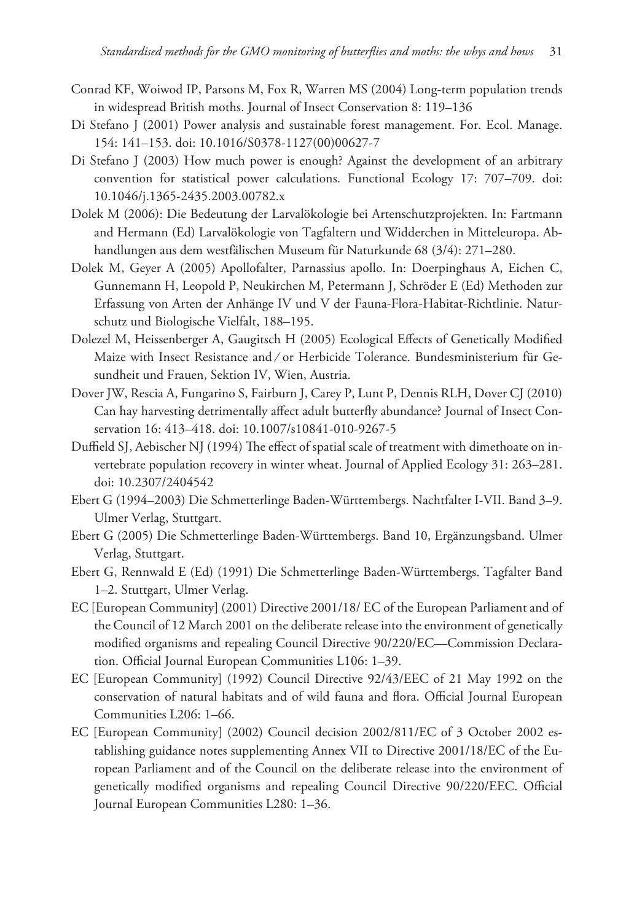Conrad KF, Woiwod IP, Parsons M, Fox R, Warren MS (2004) Long-term population trends in widespread British moths. Journal of Insect Conservation 8: 119–136

Di Stefano J (2001) Power analysis and sustainable forest management. For. Ecol. Manage. 154: 141–153. doi: 10.1016/S0378-1127(00)00627-7

Di Stefano J (2003) How much power is enough? Against the development of an arbitrary convention for statistical power calculations. Functional Ecology 17: 707–709. doi: 10.1046/j.1365-2435.2003.00782.x

Dolek M (2006): Die Bedeutung der Larvalökologie bei Artenschutzprojekten. In: Fartmann and Hermann (Ed) Larvalökologie von Tagfaltern und Widderchen in Mitteleuropa. Abhandlungen aus dem westfälischen Museum für Naturkunde 68 (3/4): 271–280.

Dolek M, Geyer A (2005) Apollofalter, Parnassius apollo. In: Doerpinghaus A, Eichen C, Gunnemann H, Leopold P, Neukirchen M, Petermann J, Schröder E (Ed) Methoden zur Erfassung von Arten der Anhänge IV und V der Fauna-Flora-Habitat-Richtlinie. Naturschutz und Biologische Vielfalt, 188–195.

Dolezel M, Heissenberger A, Gaugitsch H (2005) Ecological Effects of Genetically Modified Maize with Insect Resistance and / or Herbicide Tolerance. Bundesministerium für Gesundheit und Frauen, Sektion IV, Wien, Austria.

Dover JW, Rescia A, Fungarino S, Fairburn J, Carey P, Lunt P, Dennis RLH, Dover CJ (2010) Can hay harvesting detrimentally affect adult butterfly abundance? Journal of Insect Conservation 16: 413–418. doi: 10.1007/s10841-010-9267-5

Duffield SJ, Aebischer NJ (1994) The effect of spatial scale of treatment with dimethoate on invertebrate population recovery in winter wheat. Journal of Applied Ecology 31: 263–281. doi: 10.2307/2404542

Ebert G (1994–2003) Die Schmetterlinge Baden-Württembergs. Nachtfalter I-VII. Band 3–9. Ulmer Verlag, Stuttgart.

Ebert G (2005) Die Schmetterlinge Baden-Württembergs. Band 10, Ergänzungsband. Ulmer Verlag, Stuttgart.

Ebert G, Rennwald E (Ed) (1991) Die Schmetterlinge Baden-Württembergs. Tagfalter Band 1–2. Stuttgart, Ulmer Verlag.

EC [European Community] (2001) Directive 2001/18/ EC of the European Parliament and of the Council of 12 March 2001 on the deliberate release into the environment of genetically modified organisms and repealing Council Directive 90/220/EC—Commission Declaration. Official Journal European Communities L106: 1–39.

EC [European Community] (1992) Council Directive 92/43/EEC of 21 May 1992 on the conservation of natural habitats and of wild fauna and flora. Official Journal European Communities L206: 1–66.

EC [European Community] (2002) Council decision 2002/811/EC of 3 October 2002 establishing guidance notes supplementing Annex VII to Directive 2001/18/EC of the European Parliament and of the Council on the deliberate release into the environment of genetically modified organisms and repealing Council Directive 90/220/EEC. Official Journal European Communities L280: 1–36.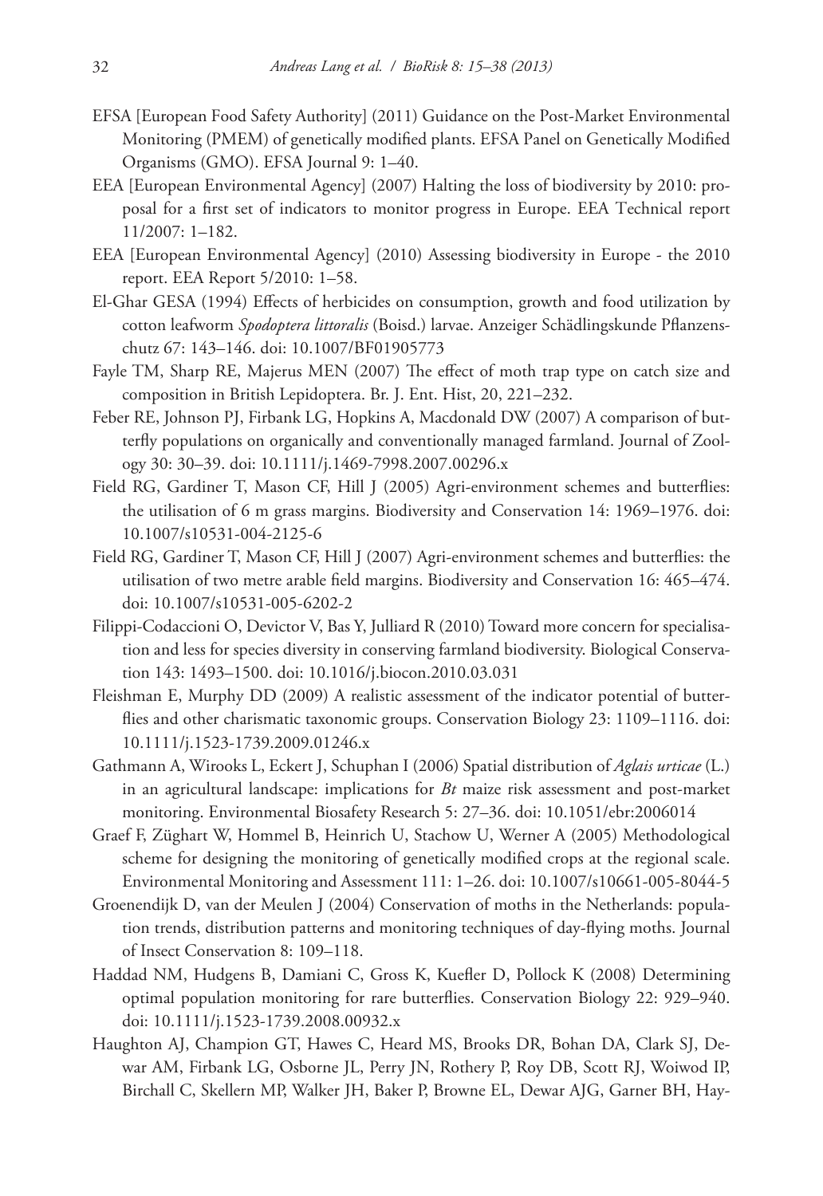EFSA [European Food Safety Authority] (2011) Guidance on the Post-Market Environmental Monitoring (PMEM) of genetically modified plants. EFSA Panel on Genetically Modified Organisms (GMO). EFSA Journal 9: 1–40.

EEA [European Environmental Agency] (2007) Halting the loss of biodiversity by 2010: proposal for a first set of indicators to monitor progress in Europe. EEA Technical report 11/2007: 1–182.

EEA [European Environmental Agency] (2010) Assessing biodiversity in Europe - the 2010 report. EEA Report 5/2010: 1–58.

El-Ghar GESA (1994) Effects of herbicides on consumption, growth and food utilization by cotton leafworm *Spodoptera littoralis* (Boisd.) larvae. Anzeiger Schädlingskunde Pflanzenschutz 67: 143–146. doi: 10.1007/BF01905773

Fayle TM, Sharp RE, Majerus MEN (2007) The effect of moth trap type on catch size and composition in British Lepidoptera. Br. J. Ent. Hist, 20, 221–232.

Feber RE, Johnson PJ, Firbank LG, Hopkins A, Macdonald DW (2007) A comparison of butterfly populations on organically and conventionally managed farmland. Journal of Zoology 30: 30–39. doi: 10.1111/j.1469-7998.2007.00296.x

Field RG, Gardiner T, Mason CF, Hill J (2005) Agri-environment schemes and butterflies: the utilisation of 6 m grass margins. Biodiversity and Conservation 14: 1969–1976. doi: 10.1007/s10531-004-2125-6

Field RG, Gardiner T, Mason CF, Hill J (2007) Agri-environment schemes and butterflies: the utilisation of two metre arable field margins. Biodiversity and Conservation 16: 465–474. doi: 10.1007/s10531-005-6202-2

Filippi-Codaccioni O, Devictor V, Bas Y, Julliard R (2010) Toward more concern for specialisation and less for species diversity in conserving farmland biodiversity. Biological Conservation 143: 1493–1500. doi: 10.1016/j.biocon.2010.03.031

Fleishman E, Murphy DD (2009) A realistic assessment of the indicator potential of butterflies and other charismatic taxonomic groups. Conservation Biology 23: 1109–1116. doi: 10.1111/j.1523-1739.2009.01246.x

Gathmann A, Wirooks L, Eckert J, Schuphan I (2006) Spatial distribution of *Aglais urticae* (L.) in an agricultural landscape: implications for *Bt* maize risk assessment and post-market monitoring. Environmental Biosafety Research 5: 27–36. doi: 10.1051/ebr:2006014

Graef F, Züghart W, Hommel B, Heinrich U, Stachow U, Werner A (2005) Methodological scheme for designing the monitoring of genetically modified crops at the regional scale. Environmental Monitoring and Assessment 111: 1–26. doi: 10.1007/s10661-005-8044-5

Groenendijk D, van der Meulen J (2004) Conservation of moths in the Netherlands: population trends, distribution patterns and monitoring techniques of day-flying moths. Journal of Insect Conservation 8: 109–118.

Haddad NM, Hudgens B, Damiani C, Gross K, Kuefler D, Pollock K (2008) Determining optimal population monitoring for rare butterflies. Conservation Biology 22: 929–940. doi: 10.1111/j.1523-1739.2008.00932.x

Haughton AJ, Champion GT, Hawes C, Heard MS, Brooks DR, Bohan DA, Clark SJ, Dewar AM, Firbank LG, Osborne JL, Perry JN, Rothery P, Roy DB, Scott RJ, Woiwod IP, Birchall C, Skellern MP, Walker JH, Baker P, Browne EL, Dewar AJG, Garner BH, Hay-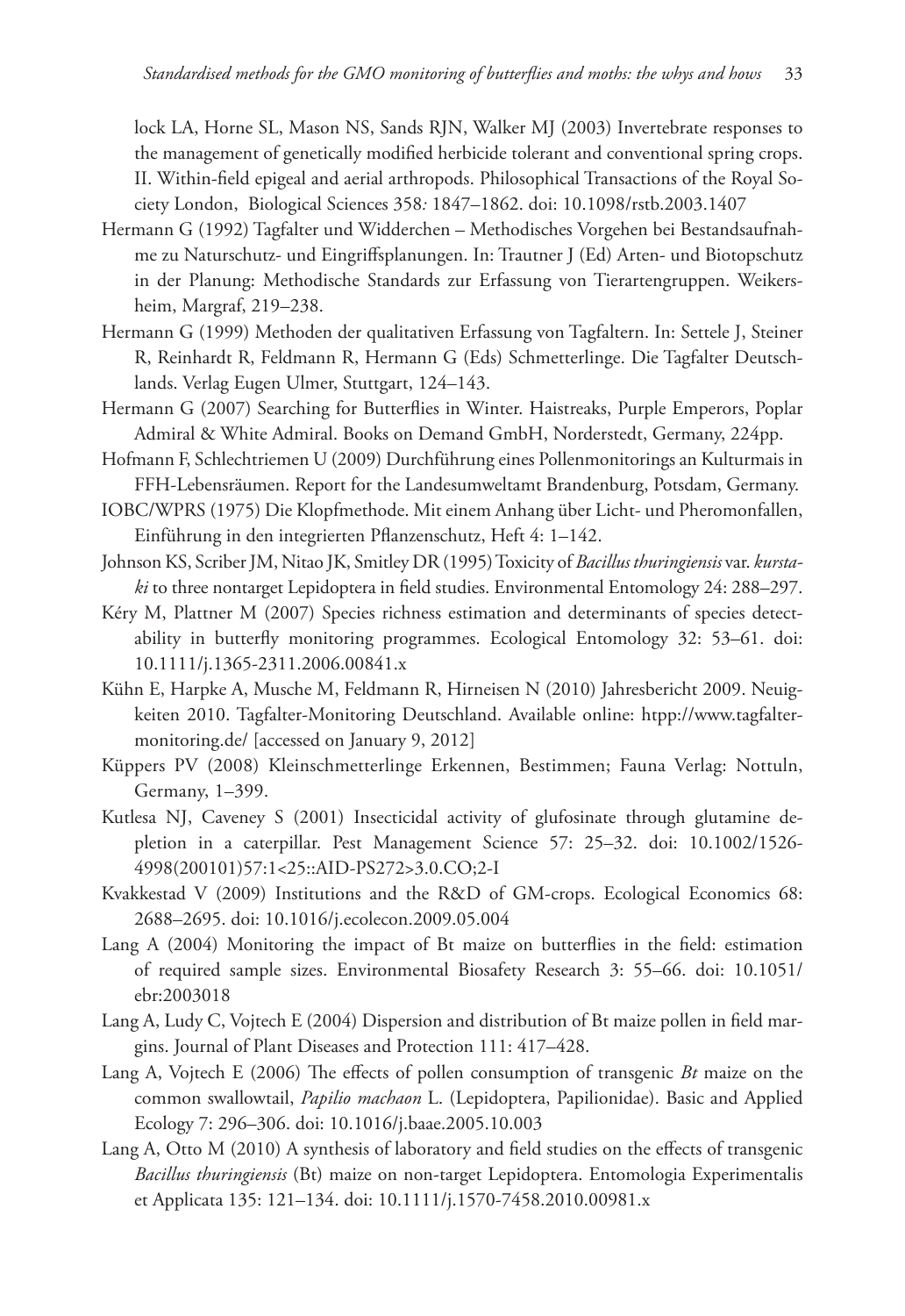lock LA, Horne SL, Mason NS, Sands RJN, Walker MJ (2003) Invertebrate responses to the management of genetically modified herbicide tolerant and conventional spring crops. II. Within-field epigeal and aerial arthropods. Philosophical Transactions of the Royal Society London, Biological Sciences 358*:* 1847–1862. doi: 10.1098/rstb.2003.1407

Hermann G (1992) Tagfalter und Widderchen – Methodisches Vorgehen bei Bestandsaufnahme zu Naturschutz- und Eingriffsplanungen. In: Trautner J (Ed) Arten- und Biotopschutz in der Planung: Methodische Standards zur Erfassung von Tierartengruppen. Weikersheim, Margraf, 219–238.

Hermann G (1999) Methoden der qualitativen Erfassung von Tagfaltern. In: Settele J, Steiner R, Reinhardt R, Feldmann R, Hermann G (Eds) Schmetterlinge. Die Tagfalter Deutschlands. Verlag Eugen Ulmer, Stuttgart, 124–143.

Hermann G (2007) Searching for Butterflies in Winter. Haistreaks, Purple Emperors, Poplar Admiral & White Admiral. Books on Demand GmbH, Norderstedt, Germany, 224pp.

Hofmann F, Schlechtriemen U (2009) Durchführung eines Pollenmonitorings an Kulturmais in FFH-Lebensräumen. Report for the Landesumweltamt Brandenburg, Potsdam, Germany.

IOBC/WPRS (1975) Die Klopfmethode. Mit einem Anhang über Licht- und Pheromonfallen, Einführung in den integrierten Pflanzenschutz, Heft 4: 1–142.

Johnson KS, Scriber JM, Nitao JK, Smitley DR (1995) Toxicity of *Bacillus thuringiensis* var. *kurstaki* to three nontarget Lepidoptera in field studies. Environmental Entomology 24: 288–297.

Kéry M, Plattner M (2007) Species richness estimation and determinants of species detectability in butterfly monitoring programmes. Ecological Entomology 32: 53–61. doi: 10.1111/j.1365-2311.2006.00841.x

Kühn E, Harpke A, Musche M, Feldmann R, Hirneisen N (2010) Jahresbericht 2009. Neuigkeiten 2010. Tagfalter-Monitoring Deutschland. Available online: htpp://www.tagfalter-monitoring.de/ [accessed on January 9, 2012]

Küppers PV (2008) Kleinschmetterlinge Erkennen, Bestimmen; Fauna Verlag: Nottuln, Germany, 1–399.

Kutlesa NJ, Caveney S (2001) Insecticidal activity of glufosinate through glutamine depletion in a caterpillar. Pest Management Science 57: 25–32. doi: 10.1002/1526-4998(200101)57:1<25::AID-PS272>3.0.CO;2-I

Kvakkestad V (2009) Institutions and the R&D of GM-crops. Ecological Economics 68: 2688–2695. doi: 10.1016/j.ecolecon.2009.05.004

Lang A (2004) Monitoring the impact of Bt maize on butterflies in the field: estimation of required sample sizes. Environmental Biosafety Research 3: 55–66. doi: 10.1051/ebr:2003018

Lang A, Ludy C, Vojtech E (2004) Dispersion and distribution of Bt maize pollen in field margins. Journal of Plant Diseases and Protection 111: 417–428.

Lang A, Vojtech E (2006) The effects of pollen consumption of transgenic *Bt* maize on the common swallowtail, *Papilio machaon* L. (Lepidoptera, Papilionidae). Basic and Applied Ecology 7: 296–306. doi: 10.1016/j.baae.2005.10.003

Lang A, Otto M (2010) A synthesis of laboratory and field studies on the effects of transgenic *Bacillus thuringiensis* (Bt) maize on non-target Lepidoptera. Entomologia Experimentalis et Applicata 135: 121–134. doi: 10.1111/j.1570-7458.2010.00981.x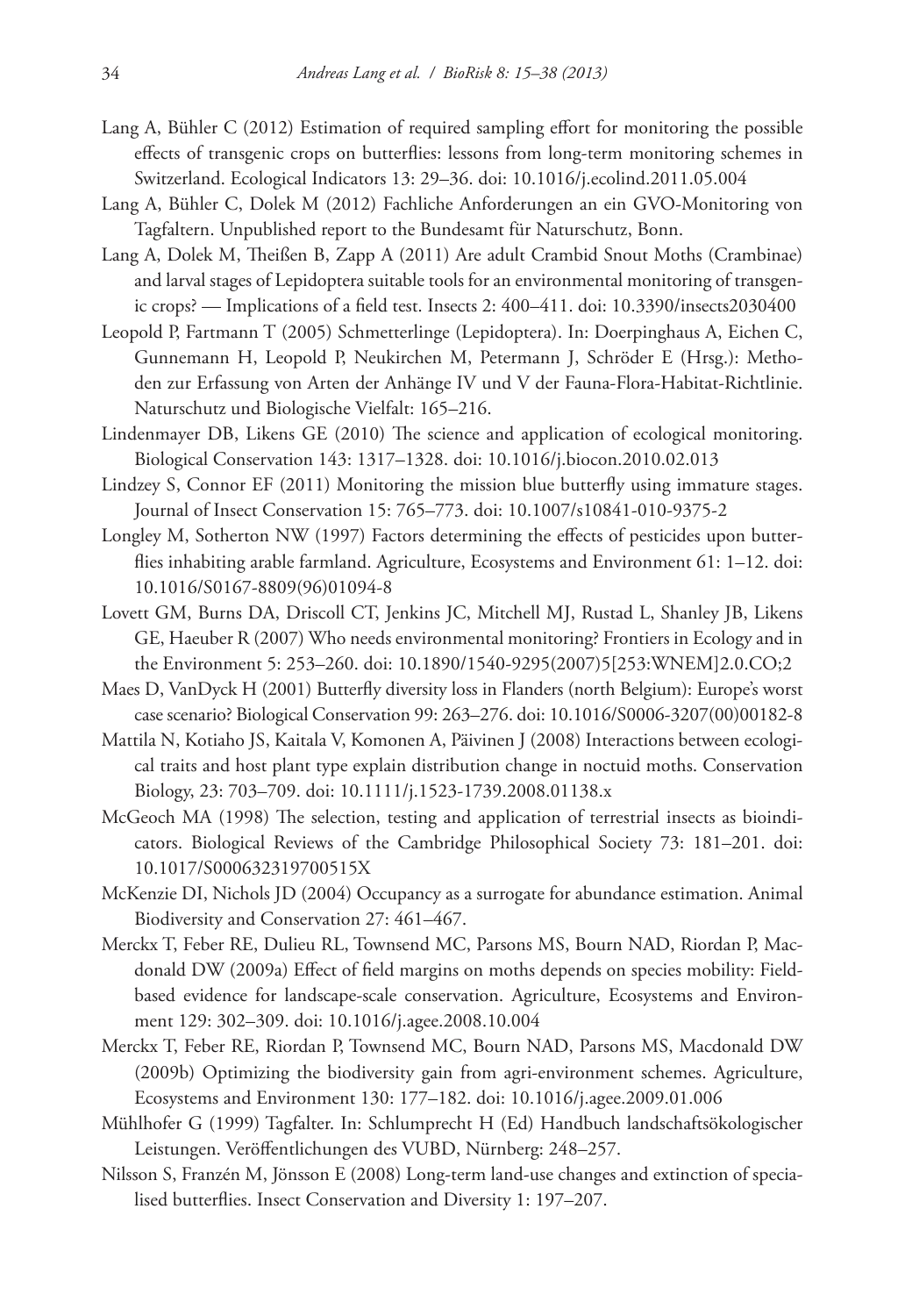Lang A, Bühler C (2012) Estimation of required sampling effort for monitoring the possible effects of transgenic crops on butterflies: lessons from long-term monitoring schemes in Switzerland. Ecological Indicators 13: 29–36. doi: 10.1016/j.ecolind.2011.05.004

Lang A, Bühler C, Dolek M (2012) Fachliche Anforderungen an ein GVO-Monitoring von Tagfaltern. Unpublished report to the Bundesamt für Naturschutz, Bonn.

Lang A, Dolek M, Theißen B, Zapp A (2011) Are adult Crambid Snout Moths (Crambinae) and larval stages of Lepidoptera suitable tools for an environmental monitoring of transgenic crops? — Implications of a field test. Insects 2: 400–411. doi: 10.3390/insects2030400

Leopold P, Fartmann T (2005) Schmetterlinge (Lepidoptera). In: Doerpinghaus A, Eichen C, Gunnemann H, Leopold P, Neukirchen M, Petermann J, Schröder E (Hrsg.): Methoden zur Erfassung von Arten der Anhänge IV und V der Fauna-Flora-Habitat-Richtlinie. Naturschutz und Biologische Vielfalt: 165–216.

Lindenmayer DB, Likens GE (2010) The science and application of ecological monitoring. Biological Conservation 143: 1317–1328. doi: 10.1016/j.biocon.2010.02.013

Lindzey S, Connor EF (2011) Monitoring the mission blue butterfly using immature stages. Journal of Insect Conservation 15: 765–773. doi: 10.1007/s10841-010-9375-2

Longley M, Sotherton NW (1997) Factors determining the effects of pesticides upon butterflies inhabiting arable farmland. Agriculture, Ecosystems and Environment 61: 1–12. doi: 10.1016/S0167-8809(96)01094-8

Lovett GM, Burns DA, Driscoll CT, Jenkins JC, Mitchell MJ, Rustad L, Shanley JB, Likens GE, Haeuber R (2007) Who needs environmental monitoring? Frontiers in Ecology and in the Environment 5: 253–260. doi: 10.1890/1540-9295(2007)5[253:WNEM]2.0.CO;2

Maes D, VanDyck H (2001) Butterfly diversity loss in Flanders (north Belgium): Europe's worst case scenario? Biological Conservation 99: 263–276. doi: 10.1016/S0006-3207(00)00182-8

Mattila N, Kotiaho JS, Kaitala V, Komonen A, Päivinen J (2008) Interactions between ecological traits and host plant type explain distribution change in noctuid moths. Conservation Biology, 23: 703–709. doi: 10.1111/j.1523-1739.2008.01138.x

McGeoch MA (1998) The selection, testing and application of terrestrial insects as bioindicators. Biological Reviews of the Cambridge Philosophical Society 73: 181–201. doi: 10.1017/S000632319700515X

McKenzie DI, Nichols JD (2004) Occupancy as a surrogate for abundance estimation. Animal Biodiversity and Conservation 27: 461–467.

Merckx T, Feber RE, Dulieu RL, Townsend MC, Parsons MS, Bourn NAD, Riordan P, Macdonald DW (2009a) Effect of field margins on moths depends on species mobility: Field-based evidence for landscape-scale conservation. Agriculture, Ecosystems and Environment 129: 302–309. doi: 10.1016/j.agee.2008.10.004

Merckx T, Feber RE, Riordan P, Townsend MC, Bourn NAD, Parsons MS, Macdonald DW (2009b) Optimizing the biodiversity gain from agri-environment schemes. Agriculture, Ecosystems and Environment 130: 177–182. doi: 10.1016/j.agee.2009.01.006

Mühlhofer G (1999) Tagfalter. In: Schlumprecht H (Ed) Handbuch landschaftsökologischer Leistungen. Veröffentlichungen des VUBD, Nürnberg: 248–257.

Nilsson S, Franzén M, Jönsson E (2008) Long-term land-use changes and extinction of specialised butterflies. Insect Conservation and Diversity 1: 197–207.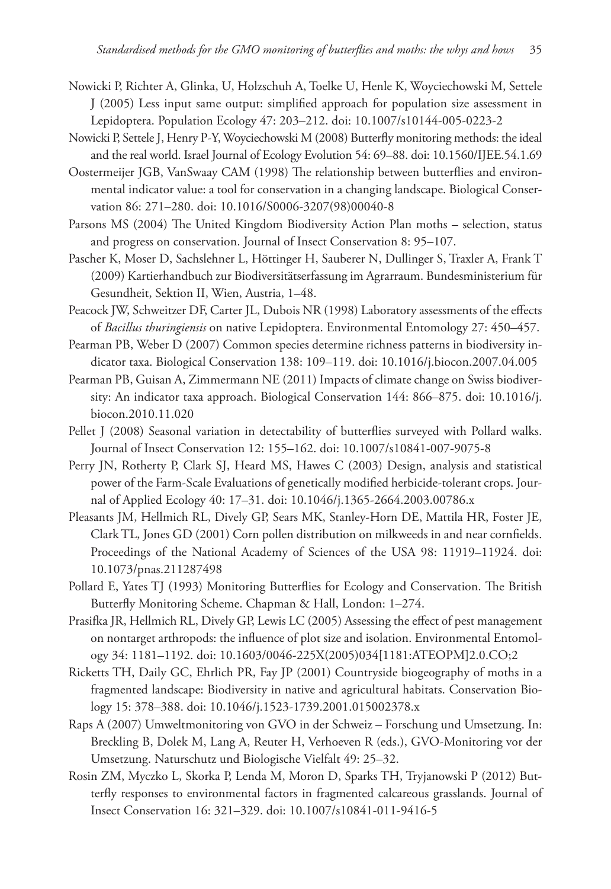Nowicki P, Richter A, Glinka, U, Holzschuh A, Toelke U, Henle K, Woyciechowski M, Settele J (2005) Less input same output: simplified approach for population size assessment in Lepidoptera. Population Ecology 47: 203–212. doi: 10.1007/s10144-005-0223-2

Nowicki P, Settele J, Henry P-Y, Woyciechowski M (2008) Butterfly monitoring methods: the ideal and the real world. Israel Journal of Ecology Evolution 54: 69–88. doi: 10.1560/IJEE.54.1.69

Oostermeijer JGB, VanSwaay CAM (1998) The relationship between butterflies and environmental indicator value: a tool for conservation in a changing landscape. Biological Conservation 86: 271–280. doi: 10.1016/S0006-3207(98)00040-8

Parsons MS (2004) The United Kingdom Biodiversity Action Plan moths – selection, status and progress on conservation. Journal of Insect Conservation 8: 95–107.

Pascher K, Moser D, Sachslehner L, Höttinger H, Sauberer N, Dullinger S, Traxler A, Frank T (2009) Kartierhandbuch zur Biodiversitätserfassung im Agrarraum. Bundesministerium für Gesundheit, Sektion II, Wien, Austria, 1–48.

Peacock JW, Schweitzer DF, Carter JL, Dubois NR (1998) Laboratory assessments of the effects of *Bacillus thuringiensis* on native Lepidoptera. Environmental Entomology 27: 450–457.

Pearman PB, Weber D (2007) Common species determine richness patterns in biodiversity indicator taxa. Biological Conservation 138: 109–119. doi: 10.1016/j.biocon.2007.04.005

Pearman PB, Guisan A, Zimmermann NE (2011) Impacts of climate change on Swiss biodiversity: An indicator taxa approach. Biological Conservation 144: 866–875. doi: 10.1016/j.biocon.2010.11.020

Pellet J (2008) Seasonal variation in detectability of butterflies surveyed with Pollard walks. Journal of Insect Conservation 12: 155–162. doi: 10.1007/s10841-007-9075-8

Perry JN, Rotherty P, Clark SJ, Heard MS, Hawes C (2003) Design, analysis and statistical power of the Farm-Scale Evaluations of genetically modified herbicide-tolerant crops. Journal of Applied Ecology 40: 17–31. doi: 10.1046/j.1365-2664.2003.00786.x

Pleasants JM, Hellmich RL, Dively GP, Sears MK, Stanley-Horn DE, Mattila HR, Foster JE, Clark TL, Jones GD (2001) Corn pollen distribution on milkweeds in and near cornfields. Proceedings of the National Academy of Sciences of the USA 98: 11919–11924. doi: 10.1073/pnas.211287498

Pollard E, Yates TJ (1993) Monitoring Butterflies for Ecology and Conservation. The British Butterfly Monitoring Scheme. Chapman & Hall, London: 1–274.

Prasifka JR, Hellmich RL, Dively GP, Lewis LC (2005) Assessing the effect of pest management on nontarget arthropods: the influence of plot size and isolation. Environmental Entomology 34: 1181–1192. doi: 10.1603/0046-225X(2005)034[1181:ATEOPM]2.0.CO;2

Ricketts TH, Daily GC, Ehrlich PR, Fay JP (2001) Countryside biogeography of moths in a fragmented landscape: Biodiversity in native and agricultural habitats. Conservation Biology 15: 378–388. doi: 10.1046/j.1523-1739.2001.015002378.x

Raps A (2007) Umweltmonitoring von GVO in der Schweiz – Forschung und Umsetzung. In: Breckling B, Dolek M, Lang A, Reuter H, Verhoeven R (eds.), GVO-Monitoring vor der Umsetzung. Naturschutz und Biologische Vielfalt 49: 25–32.

Rosin ZM, Myczko L, Skorka P, Lenda M, Moron D, Sparks TH, Tryjanowski P (2012) Butterfly responses to environmental factors in fragmented calcareous grasslands. Journal of Insect Conservation 16: 321–329. doi: 10.1007/s10841-011-9416-5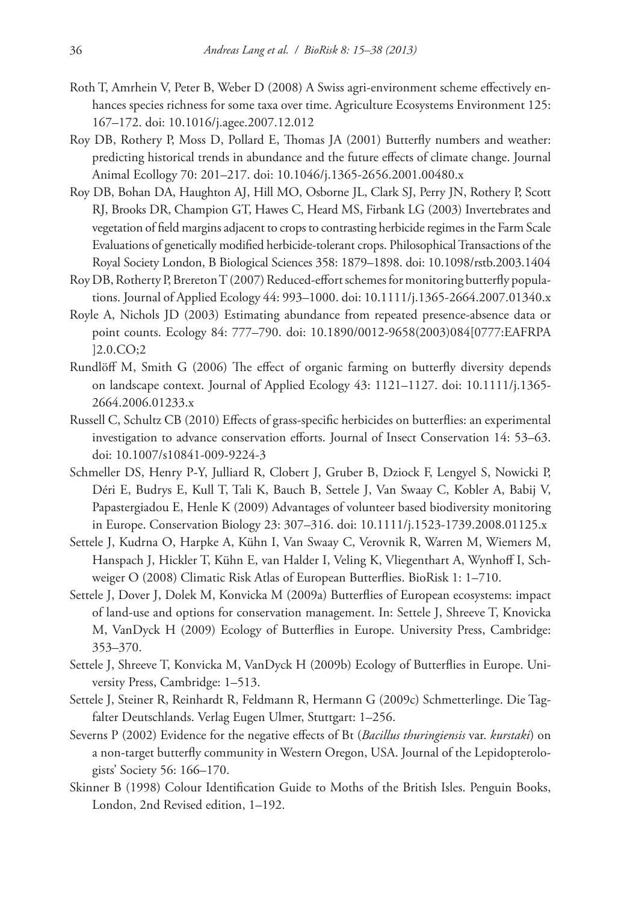Roth T, Amrhein V, Peter B, Weber D (2008) A Swiss agri-environment scheme effectively enhances species richness for some taxa over time. Agriculture Ecosystems Environment 125: 167–172. doi: 10.1016/j.agee.2007.12.012

Roy DB, Rothery P, Moss D, Pollard E, Thomas JA (2001) Butterfly numbers and weather: predicting historical trends in abundance and the future effects of climate change. Journal Animal Ecollogy 70: 201–217. doi: 10.1046/j.1365-2656.2001.00480.x

Roy DB, Bohan DA, Haughton AJ, Hill MO, Osborne JL, Clark SJ, Perry JN, Rothery P, Scott RJ, Brooks DR, Champion GT, Hawes C, Heard MS, Firbank LG (2003) Invertebrates and vegetation of field margins adjacent to crops to contrasting herbicide regimes in the Farm Scale Evaluations of genetically modified herbicide-tolerant crops. Philosophical Transactions of the Royal Society London, B Biological Sciences 358: 1879–1898. doi: 10.1098/rstb.2003.1404

Roy DB, Rotherty P, Brereton T (2007) Reduced-effort schemes for monitoring butterfly populations. Journal of Applied Ecology 44: 993–1000. doi: 10.1111/j.1365-2664.2007.01340.x

Royle A, Nichols JD (2003) Estimating abundance from repeated presence-absence data or point counts. Ecology 84: 777–790. doi: 10.1890/0012-9658(2003)084[0777:EAFRPA]2.0.CO;2

Rundlöff M, Smith G (2006) The effect of organic farming on butterfly diversity depends on landscape context. Journal of Applied Ecology 43: 1121–1127. doi: 10.1111/j.1365-2664.2006.01233.x

Russell C, Schultz CB (2010) Effects of grass-specific herbicides on butterflies: an experimental investigation to advance conservation efforts. Journal of Insect Conservation 14: 53–63. doi: 10.1007/s10841-009-9224-3

Schmeller DS, Henry P-Y, Julliard R, Clobert J, Gruber B, Dziock F, Lengyel S, Nowicki P, Déri E, Budrys E, Kull T, Tali K, Bauch B, Settele J, Van Swaay C, Kobler A, Babij V, Papastergiadou E, Henle K (2009) Advantages of volunteer based biodiversity monitoring in Europe. Conservation Biology 23: 307–316. doi: 10.1111/j.1523-1739.2008.01125.x

Settele J, Kudrna O, Harpke A, Kühn I, Van Swaay C, Verovnik R, Warren M, Wiemers M, Hanspach J, Hickler T, Kühn E, van Halder I, Veling K, Vliegenthart A, Wynhoff I, Schweiger O (2008) Climatic Risk Atlas of European Butterflies. BioRisk 1: 1–710.

Settele J, Dover J, Dolek M, Konvicka M (2009a) Butterflies of European ecosystems: impact of land-use and options for conservation management. In: Settele J, Shreeve T, Knovicka M, VanDyck H (2009) Ecology of Butterflies in Europe. University Press, Cambridge: 353–370.

Settele J, Shreeve T, Konvicka M, VanDyck H (2009b) Ecology of Butterflies in Europe. University Press, Cambridge: 1–513.

Settele J, Steiner R, Reinhardt R, Feldmann R, Hermann G (2009c) Schmetterlinge. Die Tagfalter Deutschlands. Verlag Eugen Ulmer, Stuttgart: 1–256.

Severns P (2002) Evidence for the negative effects of Bt (*Bacillus thuringiensis* var. *kurstaki*) on a non-target butterfly community in Western Oregon, USA. Journal of the Lepidopterologists' Society 56: 166–170.

Skinner B (1998) Colour Identification Guide to Moths of the British Isles. Penguin Books, London, 2nd Revised edition, 1–192.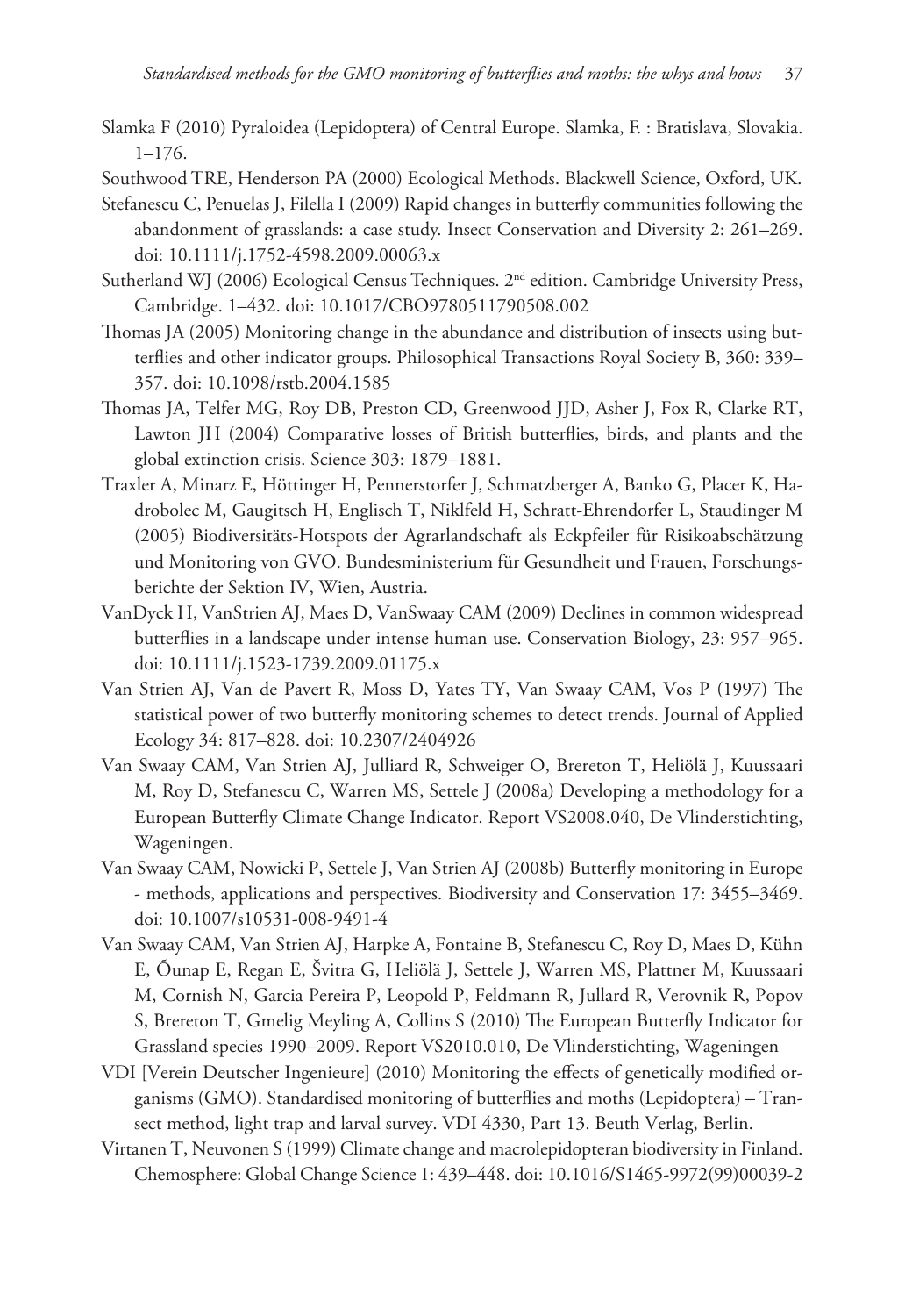Slamka F (2010) Pyraloidea (Lepidoptera) of Central Europe. Slamka, F. : Bratislava, Slovakia. 1–176.

Southwood TRE, Henderson PA (2000) Ecological Methods. Blackwell Science, Oxford, UK.

Stefanescu C, Penuelas J, Filella I (2009) Rapid changes in butterfly communities following the abandonment of grasslands: a case study. Insect Conservation and Diversity 2: 261–269. doi: 10.1111/j.1752-4598.2009.00063.x

Sutherland WJ (2006) Ecological Census Techniques. 2nd edition. Cambridge University Press, Cambridge. 1–432. doi: 10.1017/CBO9780511790508.002

Thomas JA (2005) Monitoring change in the abundance and distribution of insects using butterflies and other indicator groups. Philosophical Transactions Royal Society B, 360: 339–357. doi: 10.1098/rstb.2004.1585

Thomas JA, Telfer MG, Roy DB, Preston CD, Greenwood JJD, Asher J, Fox R, Clarke RT, Lawton JH (2004) Comparative losses of British butterflies, birds, and plants and the global extinction crisis. Science 303: 1879–1881.

Traxler A, Minarz E, Höttinger H, Pennerstorfer J, Schmatzberger A, Banko G, Placer K, Hadrobolec M, Gaugitsch H, Englisch T, Niklfeld H, Schratt-Ehrendorfer L, Staudinger M (2005) Biodiversitäts-Hotspots der Agrarlandschaft als Eckpfeiler für Risikoabschätzung und Monitoring von GVO. Bundesministerium für Gesundheit und Frauen, Forschungsberichte der Sektion IV, Wien, Austria.

VanDyck H, VanStrien AJ, Maes D, VanSwaay CAM (2009) Declines in common widespread butterflies in a landscape under intense human use. Conservation Biology, 23: 957–965. doi: 10.1111/j.1523-1739.2009.01175.x

Van Strien AJ, Van de Pavert R, Moss D, Yates TY, Van Swaay CAM, Vos P (1997) The statistical power of two butterfly monitoring schemes to detect trends. Journal of Applied Ecology 34: 817–828. doi: 10.2307/2404926

Van Swaay CAM, Van Strien AJ, Julliard R, Schweiger O, Brereton T, Heliölä J, Kuussaari M, Roy D, Stefanescu C, Warren MS, Settele J (2008a) Developing a methodology for a European Butterfly Climate Change Indicator. Report VS2008.040, De Vlinderstichting, Wageningen.

Van Swaay CAM, Nowicki P, Settele J, Van Strien AJ (2008b) Butterfly monitoring in Europe - methods, applications and perspectives. Biodiversity and Conservation 17: 3455–3469. doi: 10.1007/s10531-008-9491-4

Van Swaay CAM, Van Strien AJ, Harpke A, Fontaine B, Stefanescu C, Roy D, Maes D, Kühn E, Őunap E, Regan E, Švitra G, Heliölä J, Settele J, Warren MS, Plattner M, Kuussaari M, Cornish N, Garcia Pereira P, Leopold P, Feldmann R, Jullard R, Verovnik R, Popov S, Brereton T, Gmelig Meyling A, Collins S (2010) The European Butterfly Indicator for Grassland species 1990–2009. Report VS2010.010, De Vlinderstichting, Wageningen

VDI [Verein Deutscher Ingenieure] (2010) Monitoring the effects of genetically modified organisms (GMO). Standardised monitoring of butterflies and moths (Lepidoptera) – Transect method, light trap and larval survey. VDI 4330, Part 13. Beuth Verlag, Berlin.

Virtanen T, Neuvonen S (1999) Climate change and macrolepidopteran biodiversity in Finland. Chemosphere: Global Change Science 1: 439–448. doi: 10.1016/S1465-9972(99)00039-2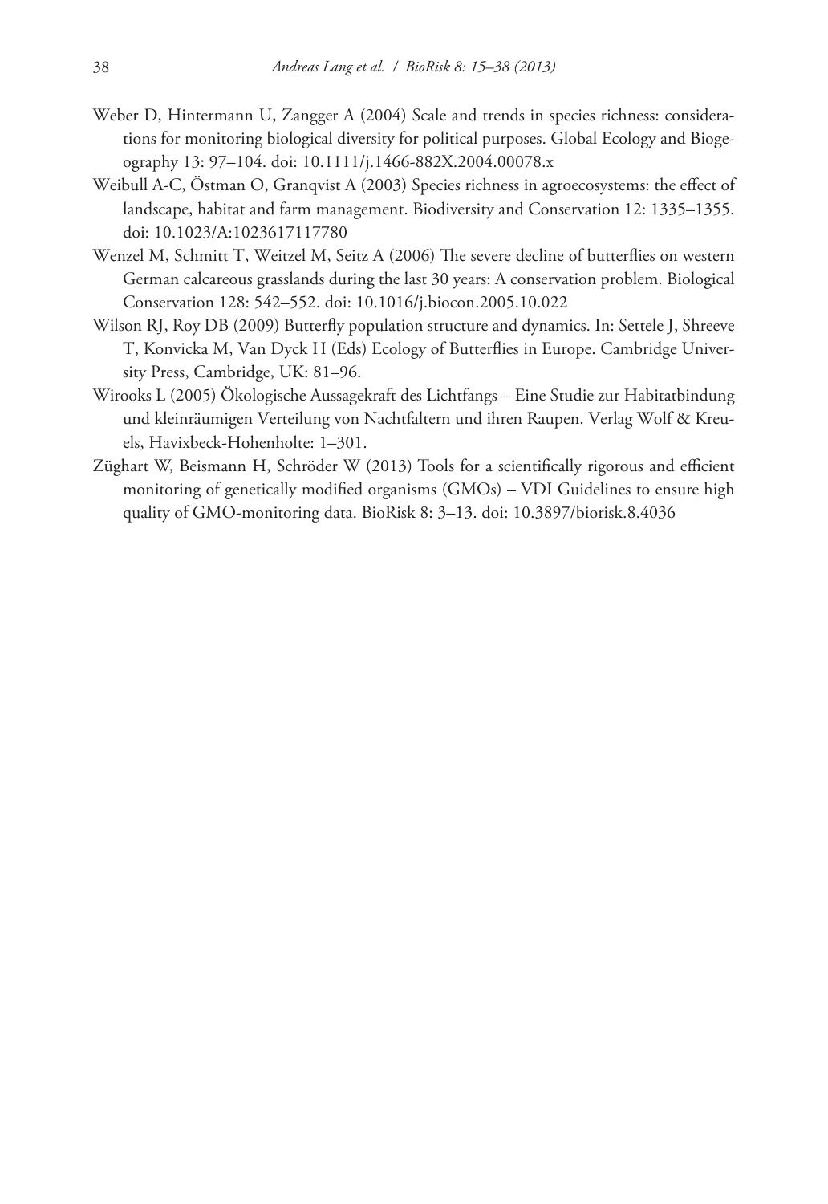Weber D, Hintermann U, Zangger A (2004) Scale and trends in species richness: considerations for monitoring biological diversity for political purposes. Global Ecology and Biogeography 13: 97–104. doi: 10.1111/j.1466-882X.2004.00078.x

Weibull A-C, Östman O, Granqvist A (2003) Species richness in agroecosystems: the effect of landscape, habitat and farm management. Biodiversity and Conservation 12: 1335–1355. doi: 10.1023/A:1023617117780

Wenzel M, Schmitt T, Weitzel M, Seitz A (2006) The severe decline of butterflies on western German calcareous grasslands during the last 30 years: A conservation problem. Biological Conservation 128: 542–552. doi: 10.1016/j.biocon.2005.10.022

Wilson RJ, Roy DB (2009) Butterfly population structure and dynamics. In: Settele J, Shreeve T, Konvicka M, Van Dyck H (Eds) Ecology of Butterflies in Europe. Cambridge University Press, Cambridge, UK: 81–96.

Wirooks L (2005) Ökologische Aussagekraft des Lichtfangs – Eine Studie zur Habitatbindung und kleinräumigen Verteilung von Nachtfaltern und ihren Raupen. Verlag Wolf & Kreuels, Havixbeck-Hohenholte: 1–301.

Züghart W, Beismann H, Schröder W (2013) Tools for a scientifically rigorous and efficient monitoring of genetically modified organisms (GMOs) – VDI Guidelines to ensure high quality of GMO-monitoring data. BioRisk 8: 3–13. doi: 10.3897/biorisk.8.4036